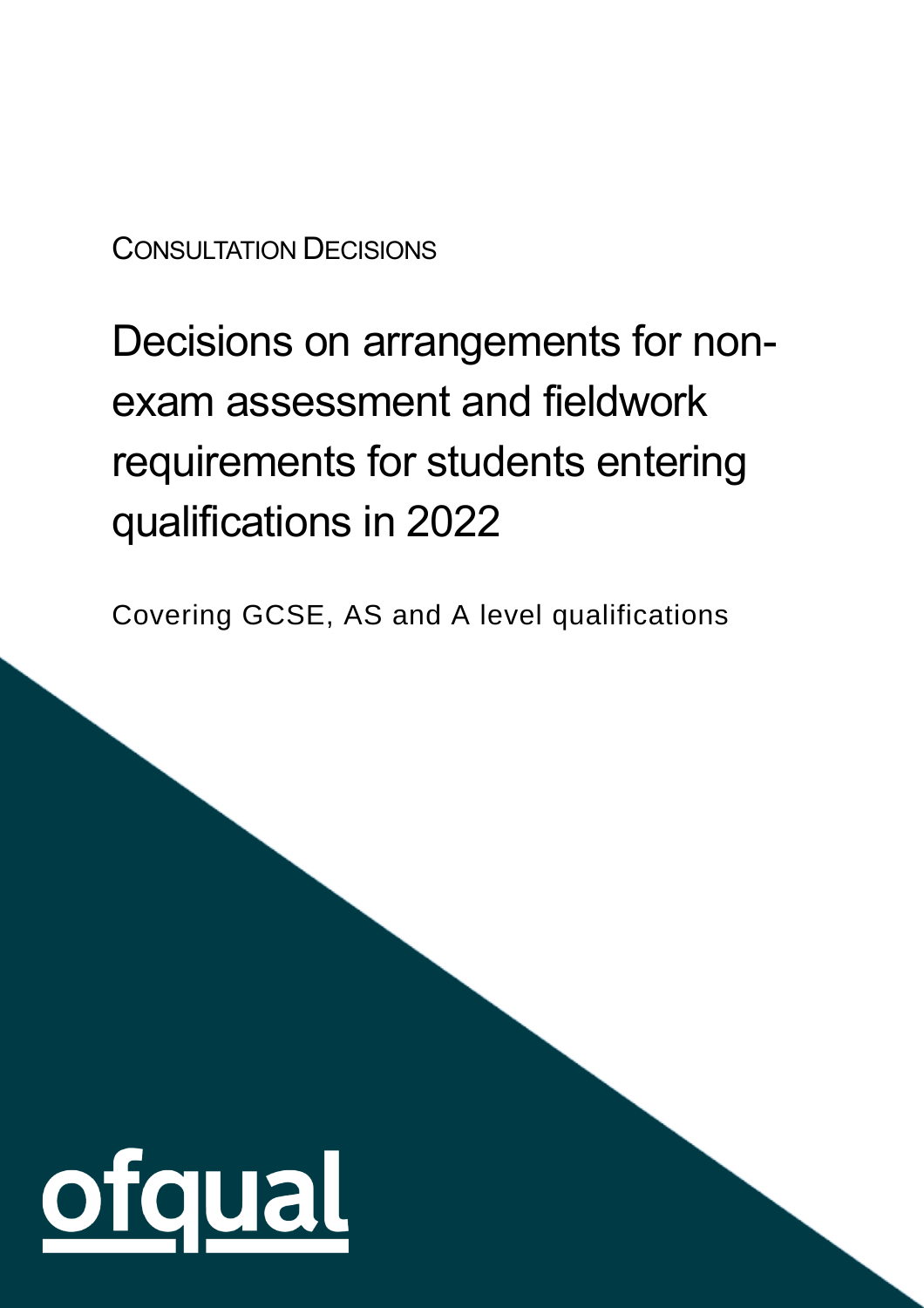CONSULTATION DECISIONS

# Decisions on arrangements for non-exam assessment and fieldwork requirements for students entering qualifications in 2022

Covering GCSE, AS and A level qualifications

ofqual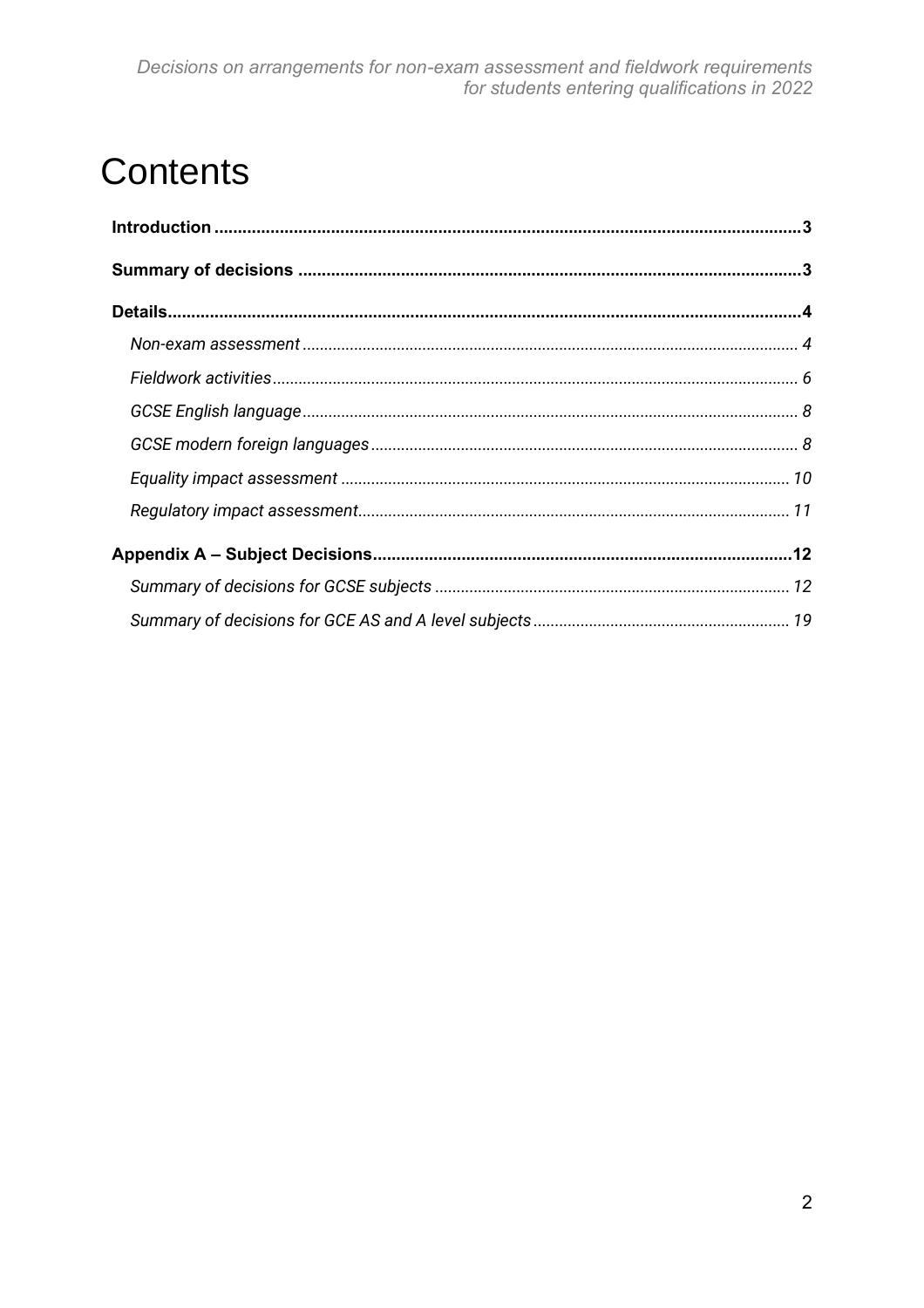# Contents

**Introduction** ... 3

**Summary of decisions** ... 3

**Details** ... 4

- *Non-exam assessment* ... 4
- *Fieldwork activities* ... 6
- *GCSE English language* ... 8
- *GCSE modern foreign languages* ... 8
- *Equality impact assessment* ... 10
- *Regulatory impact assessment* ... 11

**Appendix A – Subject Decisions** ... 12

- *Summary of decisions for GCSE subjects* ... 12
- *Summary of decisions for GCE AS and A level subjects* ... 19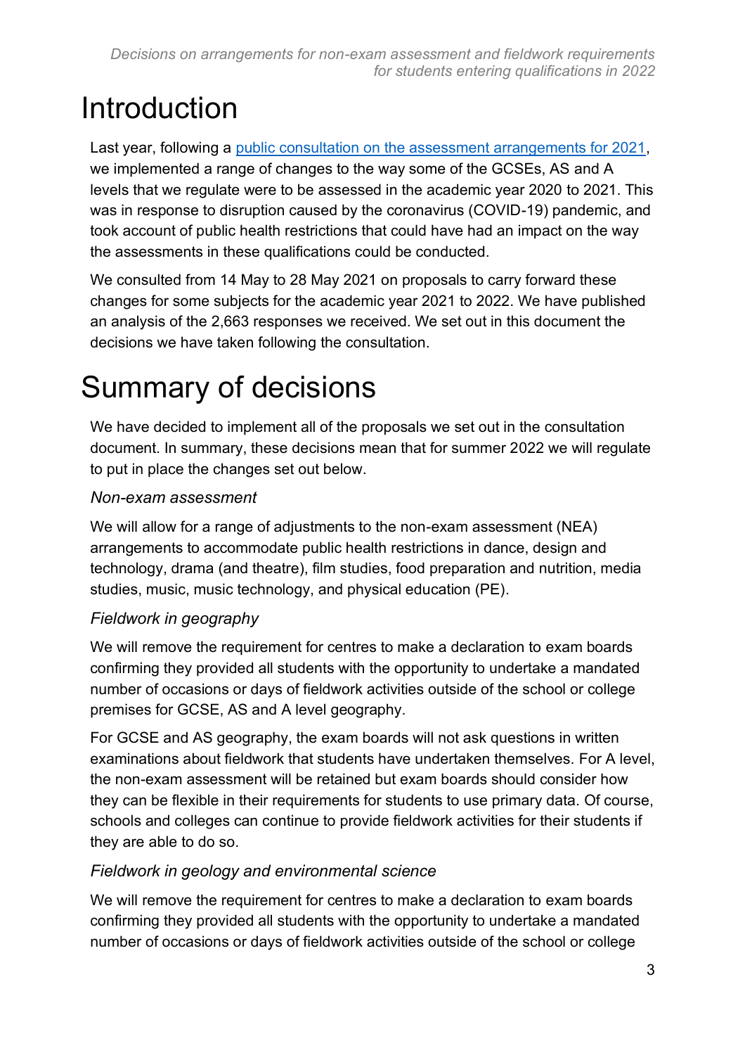# Introduction

Last year, following a [public consultation on the assessment arrangements for 2021](), we implemented a range of changes to the way some of the GCSEs, AS and A levels that we regulate were to be assessed in the academic year 2020 to 2021. This was in response to disruption caused by the coronavirus (COVID-19) pandemic, and took account of public health restrictions that could have had an impact on the way the assessments in these qualifications could be conducted.

We consulted from 14 May to 28 May 2021 on proposals to carry forward these changes for some subjects for the academic year 2021 to 2022. We have published an analysis of the 2,663 responses we received. We set out in this document the decisions we have taken following the consultation.

# Summary of decisions

We have decided to implement all of the proposals we set out in the consultation document. In summary, these decisions mean that for summer 2022 we will regulate to put in place the changes set out below.

### *Non-exam assessment*

We will allow for a range of adjustments to the non-exam assessment (NEA) arrangements to accommodate public health restrictions in dance, design and technology, drama (and theatre), film studies, food preparation and nutrition, media studies, music, music technology, and physical education (PE).

### *Fieldwork in geography*

We will remove the requirement for centres to make a declaration to exam boards confirming they provided all students with the opportunity to undertake a mandated number of occasions or days of fieldwork activities outside of the school or college premises for GCSE, AS and A level geography.

For GCSE and AS geography, the exam boards will not ask questions in written examinations about fieldwork that students have undertaken themselves. For A level, the non-exam assessment will be retained but exam boards should consider how they can be flexible in their requirements for students to use primary data. Of course, schools and colleges can continue to provide fieldwork activities for their students if they are able to do so.

### *Fieldwork in geology and environmental science*

We will remove the requirement for centres to make a declaration to exam boards confirming they provided all students with the opportunity to undertake a mandated number of occasions or days of fieldwork activities outside of the school or college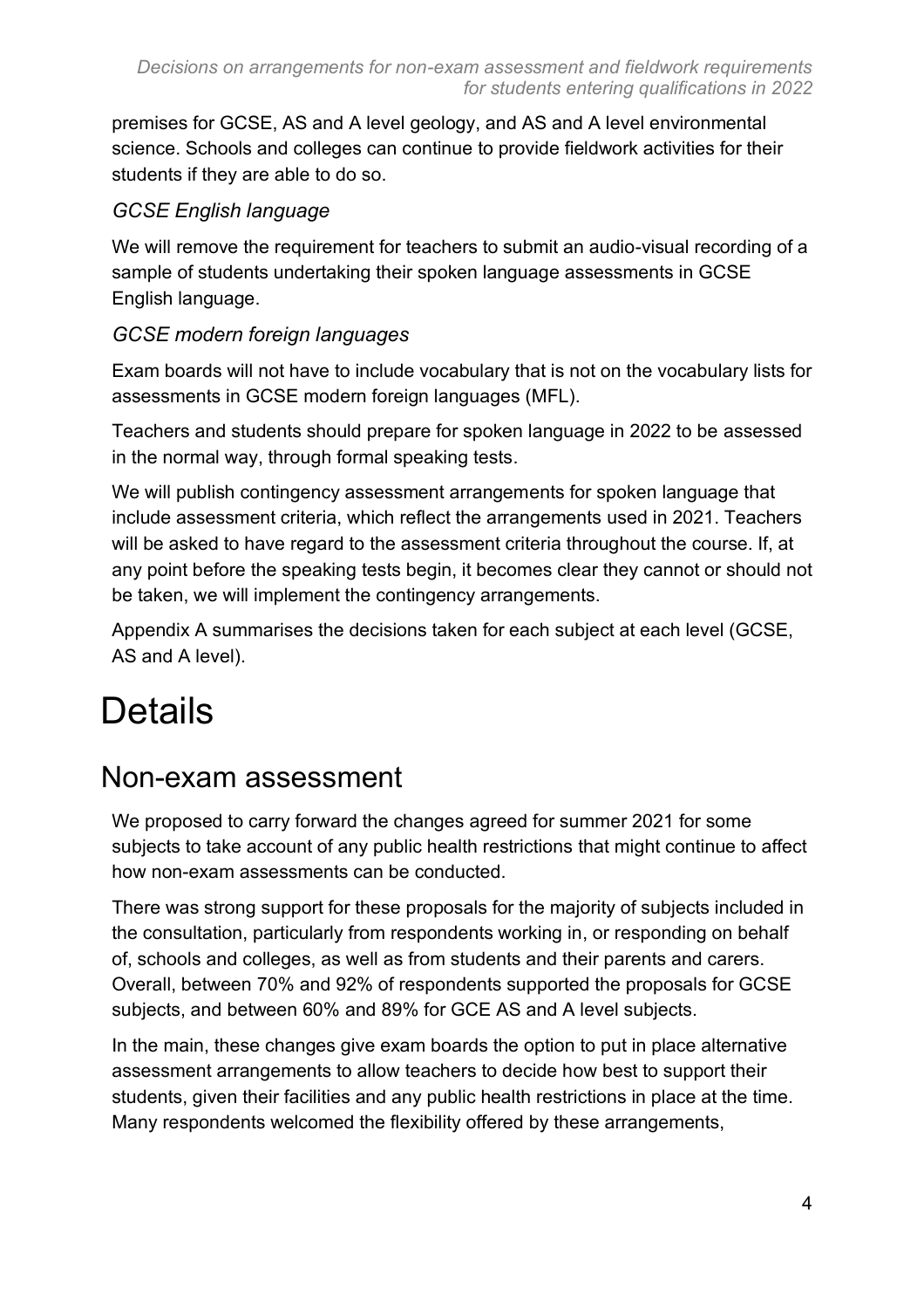premises for GCSE, AS and A level geology, and AS and A level environmental science. Schools and colleges can continue to provide fieldwork activities for their students if they are able to do so.

### *GCSE English language*

We will remove the requirement for teachers to submit an audio-visual recording of a sample of students undertaking their spoken language assessments in GCSE English language.

### *GCSE modern foreign languages*

Exam boards will not have to include vocabulary that is not on the vocabulary lists for assessments in GCSE modern foreign languages (MFL).

Teachers and students should prepare for spoken language in 2022 to be assessed in the normal way, through formal speaking tests.

We will publish contingency assessment arrangements for spoken language that include assessment criteria, which reflect the arrangements used in 2021. Teachers will be asked to have regard to the assessment criteria throughout the course. If, at any point before the speaking tests begin, it becomes clear they cannot or should not be taken, we will implement the contingency arrangements.

Appendix A summarises the decisions taken for each subject at each level (GCSE, AS and A level).

# Details

## Non-exam assessment

We proposed to carry forward the changes agreed for summer 2021 for some subjects to take account of any public health restrictions that might continue to affect how non-exam assessments can be conducted.

There was strong support for these proposals for the majority of subjects included in the consultation, particularly from respondents working in, or responding on behalf of, schools and colleges, as well as from students and their parents and carers. Overall, between 70% and 92% of respondents supported the proposals for GCSE subjects, and between 60% and 89% for GCE AS and A level subjects.

In the main, these changes give exam boards the option to put in place alternative assessment arrangements to allow teachers to decide how best to support their students, given their facilities and any public health restrictions in place at the time. Many respondents welcomed the flexibility offered by these arrangements,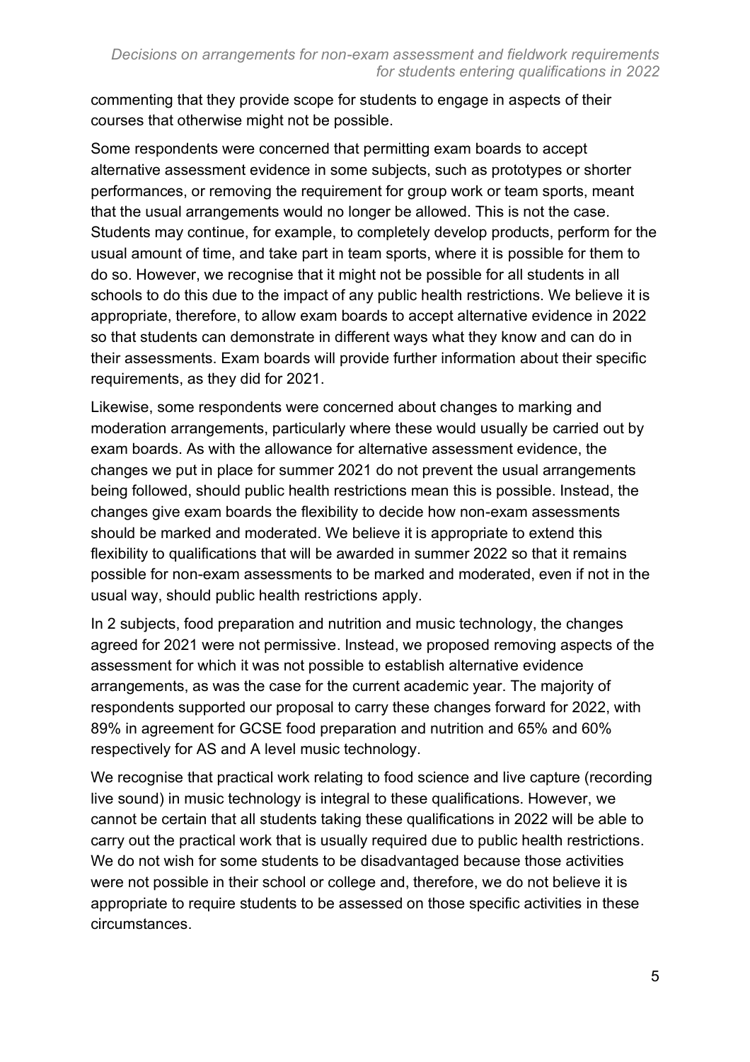commenting that they provide scope for students to engage in aspects of their courses that otherwise might not be possible.

Some respondents were concerned that permitting exam boards to accept alternative assessment evidence in some subjects, such as prototypes or shorter performances, or removing the requirement for group work or team sports, meant that the usual arrangements would no longer be allowed. This is not the case. Students may continue, for example, to completely develop products, perform for the usual amount of time, and take part in team sports, where it is possible for them to do so. However, we recognise that it might not be possible for all students in all schools to do this due to the impact of any public health restrictions. We believe it is appropriate, therefore, to allow exam boards to accept alternative evidence in 2022 so that students can demonstrate in different ways what they know and can do in their assessments. Exam boards will provide further information about their specific requirements, as they did for 2021.

Likewise, some respondents were concerned about changes to marking and moderation arrangements, particularly where these would usually be carried out by exam boards. As with the allowance for alternative assessment evidence, the changes we put in place for summer 2021 do not prevent the usual arrangements being followed, should public health restrictions mean this is possible. Instead, the changes give exam boards the flexibility to decide how non-exam assessments should be marked and moderated. We believe it is appropriate to extend this flexibility to qualifications that will be awarded in summer 2022 so that it remains possible for non-exam assessments to be marked and moderated, even if not in the usual way, should public health restrictions apply.

In 2 subjects, food preparation and nutrition and music technology, the changes agreed for 2021 were not permissive. Instead, we proposed removing aspects of the assessment for which it was not possible to establish alternative evidence arrangements, as was the case for the current academic year. The majority of respondents supported our proposal to carry these changes forward for 2022, with 89% in agreement for GCSE food preparation and nutrition and 65% and 60% respectively for AS and A level music technology.

We recognise that practical work relating to food science and live capture (recording live sound) in music technology is integral to these qualifications. However, we cannot be certain that all students taking these qualifications in 2022 will be able to carry out the practical work that is usually required due to public health restrictions. We do not wish for some students to be disadvantaged because those activities were not possible in their school or college and, therefore, we do not believe it is appropriate to require students to be assessed on those specific activities in these circumstances.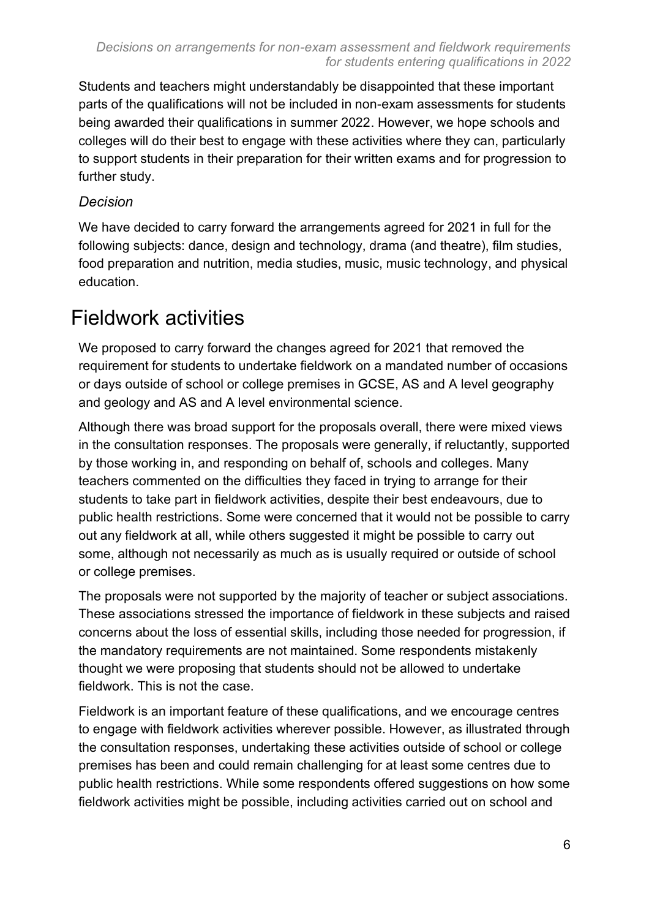Students and teachers might understandably be disappointed that these important parts of the qualifications will not be included in non-exam assessments for students being awarded their qualifications in summer 2022. However, we hope schools and colleges will do their best to engage with these activities where they can, particularly to support students in their preparation for their written exams and for progression to further study.

### *Decision*

We have decided to carry forward the arrangements agreed for 2021 in full for the following subjects: dance, design and technology, drama (and theatre), film studies, food preparation and nutrition, media studies, music, music technology, and physical education.

## Fieldwork activities

We proposed to carry forward the changes agreed for 2021 that removed the requirement for students to undertake fieldwork on a mandated number of occasions or days outside of school or college premises in GCSE, AS and A level geography and geology and AS and A level environmental science.

Although there was broad support for the proposals overall, there were mixed views in the consultation responses. The proposals were generally, if reluctantly, supported by those working in, and responding on behalf of, schools and colleges. Many teachers commented on the difficulties they faced in trying to arrange for their students to take part in fieldwork activities, despite their best endeavours, due to public health restrictions. Some were concerned that it would not be possible to carry out any fieldwork at all, while others suggested it might be possible to carry out some, although not necessarily as much as is usually required or outside of school or college premises.

The proposals were not supported by the majority of teacher or subject associations. These associations stressed the importance of fieldwork in these subjects and raised concerns about the loss of essential skills, including those needed for progression, if the mandatory requirements are not maintained. Some respondents mistakenly thought we were proposing that students should not be allowed to undertake fieldwork. This is not the case.

Fieldwork is an important feature of these qualifications, and we encourage centres to engage with fieldwork activities wherever possible. However, as illustrated through the consultation responses, undertaking these activities outside of school or college premises has been and could remain challenging for at least some centres due to public health restrictions. While some respondents offered suggestions on how some fieldwork activities might be possible, including activities carried out on school and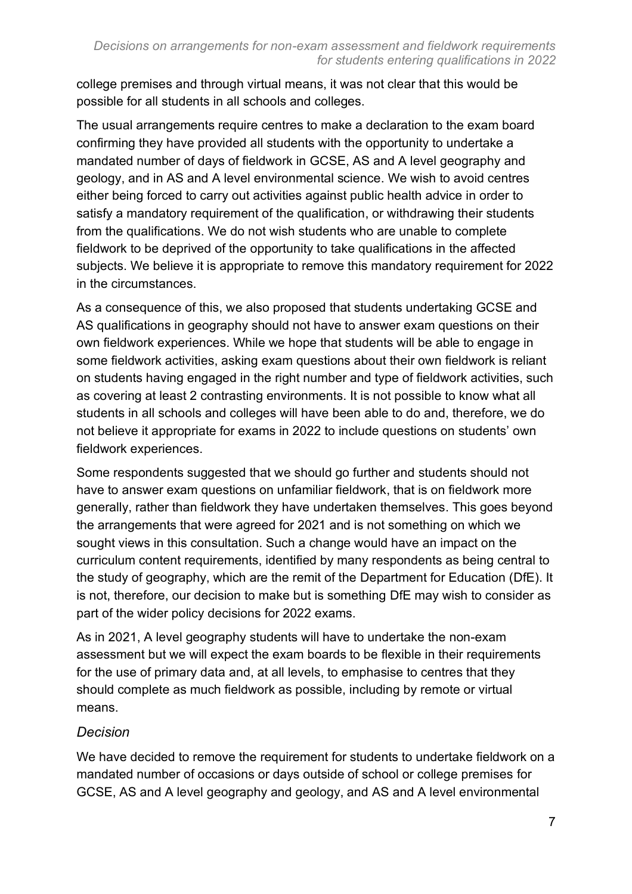college premises and through virtual means, it was not clear that this would be possible for all students in all schools and colleges.

The usual arrangements require centres to make a declaration to the exam board confirming they have provided all students with the opportunity to undertake a mandated number of days of fieldwork in GCSE, AS and A level geography and geology, and in AS and A level environmental science. We wish to avoid centres either being forced to carry out activities against public health advice in order to satisfy a mandatory requirement of the qualification, or withdrawing their students from the qualifications. We do not wish students who are unable to complete fieldwork to be deprived of the opportunity to take qualifications in the affected subjects. We believe it is appropriate to remove this mandatory requirement for 2022 in the circumstances.

As a consequence of this, we also proposed that students undertaking GCSE and AS qualifications in geography should not have to answer exam questions on their own fieldwork experiences. While we hope that students will be able to engage in some fieldwork activities, asking exam questions about their own fieldwork is reliant on students having engaged in the right number and type of fieldwork activities, such as covering at least 2 contrasting environments. It is not possible to know what all students in all schools and colleges will have been able to do and, therefore, we do not believe it appropriate for exams in 2022 to include questions on students' own fieldwork experiences.

Some respondents suggested that we should go further and students should not have to answer exam questions on unfamiliar fieldwork, that is on fieldwork more generally, rather than fieldwork they have undertaken themselves. This goes beyond the arrangements that were agreed for 2021 and is not something on which we sought views in this consultation. Such a change would have an impact on the curriculum content requirements, identified by many respondents as being central to the study of geography, which are the remit of the Department for Education (DfE). It is not, therefore, our decision to make but is something DfE may wish to consider as part of the wider policy decisions for 2022 exams.

As in 2021, A level geography students will have to undertake the non-exam assessment but we will expect the exam boards to be flexible in their requirements for the use of primary data and, at all levels, to emphasise to centres that they should complete as much fieldwork as possible, including by remote or virtual means.

### *Decision*

We have decided to remove the requirement for students to undertake fieldwork on a mandated number of occasions or days outside of school or college premises for GCSE, AS and A level geography and geology, and AS and A level environmental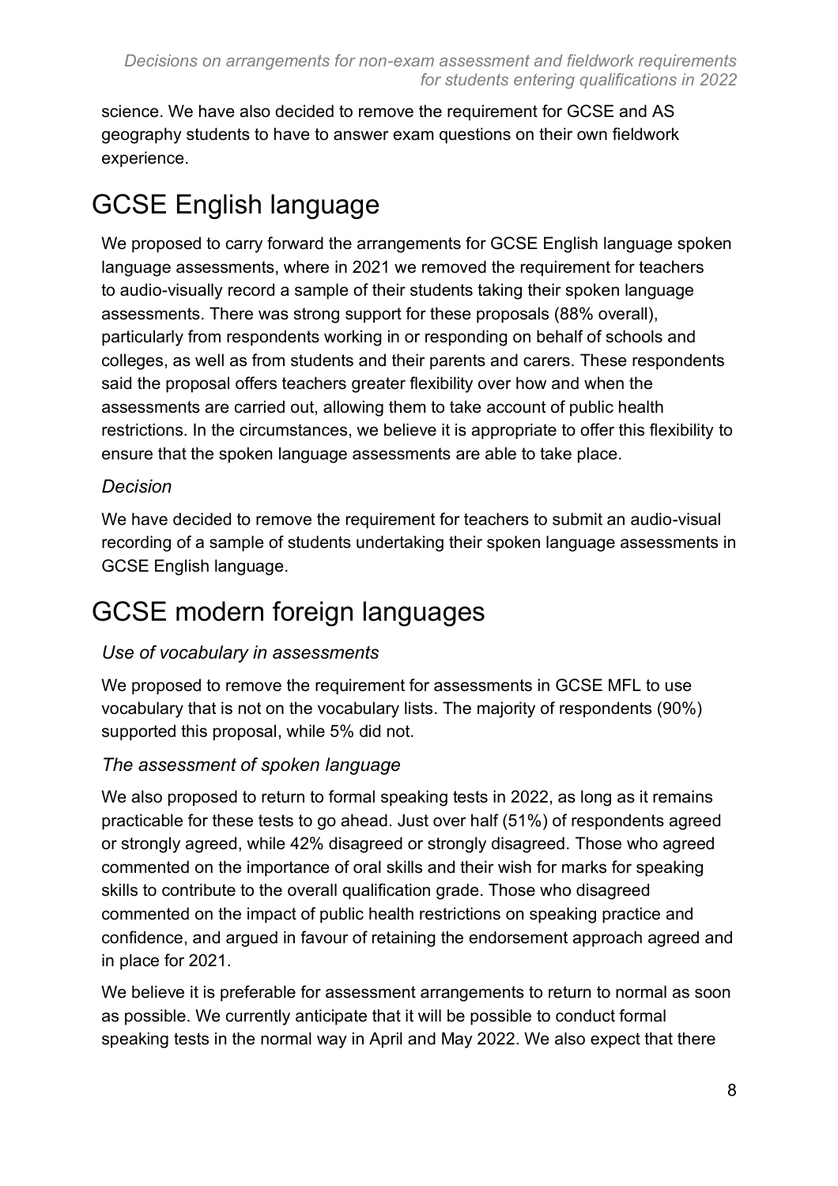science. We have also decided to remove the requirement for GCSE and AS geography students to have to answer exam questions on their own fieldwork experience.

# GCSE English language

We proposed to carry forward the arrangements for GCSE English language spoken language assessments, where in 2021 we removed the requirement for teachers to audio-visually record a sample of their students taking their spoken language assessments. There was strong support for these proposals (88% overall), particularly from respondents working in or responding on behalf of schools and colleges, as well as from students and their parents and carers. These respondents said the proposal offers teachers greater flexibility over how and when the assessments are carried out, allowing them to take account of public health restrictions. In the circumstances, we believe it is appropriate to offer this flexibility to ensure that the spoken language assessments are able to take place.

### *Decision*

We have decided to remove the requirement for teachers to submit an audio-visual recording of a sample of students undertaking their spoken language assessments in GCSE English language.

# GCSE modern foreign languages

### *Use of vocabulary in assessments*

We proposed to remove the requirement for assessments in GCSE MFL to use vocabulary that is not on the vocabulary lists. The majority of respondents (90%) supported this proposal, while 5% did not.

### *The assessment of spoken language*

We also proposed to return to formal speaking tests in 2022, as long as it remains practicable for these tests to go ahead. Just over half (51%) of respondents agreed or strongly agreed, while 42% disagreed or strongly disagreed. Those who agreed commented on the importance of oral skills and their wish for marks for speaking skills to contribute to the overall qualification grade. Those who disagreed commented on the impact of public health restrictions on speaking practice and confidence, and argued in favour of retaining the endorsement approach agreed and in place for 2021.

We believe it is preferable for assessment arrangements to return to normal as soon as possible. We currently anticipate that it will be possible to conduct formal speaking tests in the normal way in April and May 2022. We also expect that there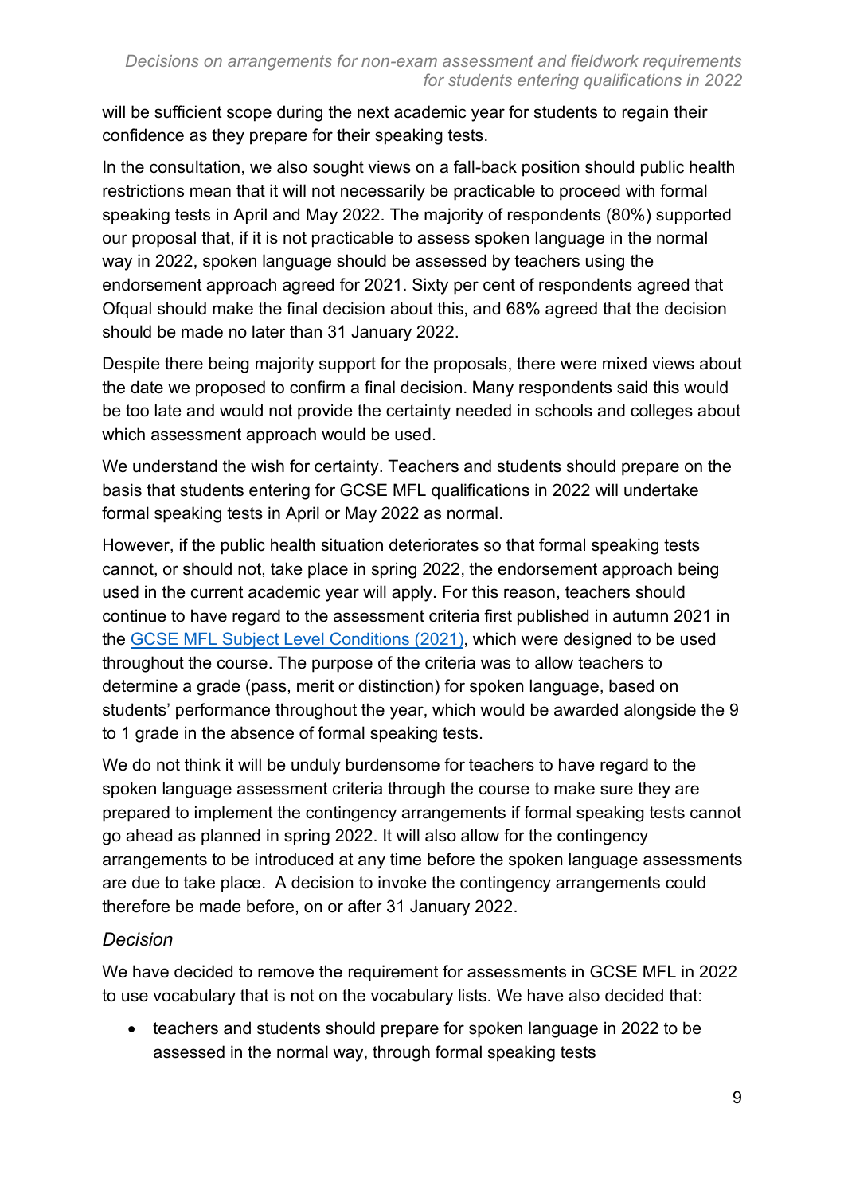will be sufficient scope during the next academic year for students to regain their confidence as they prepare for their speaking tests.

In the consultation, we also sought views on a fall-back position should public health restrictions mean that it will not necessarily be practicable to proceed with formal speaking tests in April and May 2022. The majority of respondents (80%) supported our proposal that, if it is not practicable to assess spoken language in the normal way in 2022, spoken language should be assessed by teachers using the endorsement approach agreed for 2021. Sixty per cent of respondents agreed that Ofqual should make the final decision about this, and 68% agreed that the decision should be made no later than 31 January 2022.

Despite there being majority support for the proposals, there were mixed views about the date we proposed to confirm a final decision. Many respondents said this would be too late and would not provide the certainty needed in schools and colleges about which assessment approach would be used.

We understand the wish for certainty. Teachers and students should prepare on the basis that students entering for GCSE MFL qualifications in 2022 will undertake formal speaking tests in April or May 2022 as normal.

However, if the public health situation deteriorates so that formal speaking tests cannot, or should not, take place in spring 2022, the endorsement approach being used in the current academic year will apply. For this reason, teachers should continue to have regard to the assessment criteria first published in autumn 2021 in the [GCSE MFL Subject Level Conditions (2021)](), which were designed to be used throughout the course. The purpose of the criteria was to allow teachers to determine a grade (pass, merit or distinction) for spoken language, based on students' performance throughout the year, which would be awarded alongside the 9 to 1 grade in the absence of formal speaking tests.

We do not think it will be unduly burdensome for teachers to have regard to the spoken language assessment criteria through the course to make sure they are prepared to implement the contingency arrangements if formal speaking tests cannot go ahead as planned in spring 2022. It will also allow for the contingency arrangements to be introduced at any time before the spoken language assessments are due to take place. A decision to invoke the contingency arrangements could therefore be made before, on or after 31 January 2022.

### *Decision*

We have decided to remove the requirement for assessments in GCSE MFL in 2022 to use vocabulary that is not on the vocabulary lists. We have also decided that:

- teachers and students should prepare for spoken language in 2022 to be assessed in the normal way, through formal speaking tests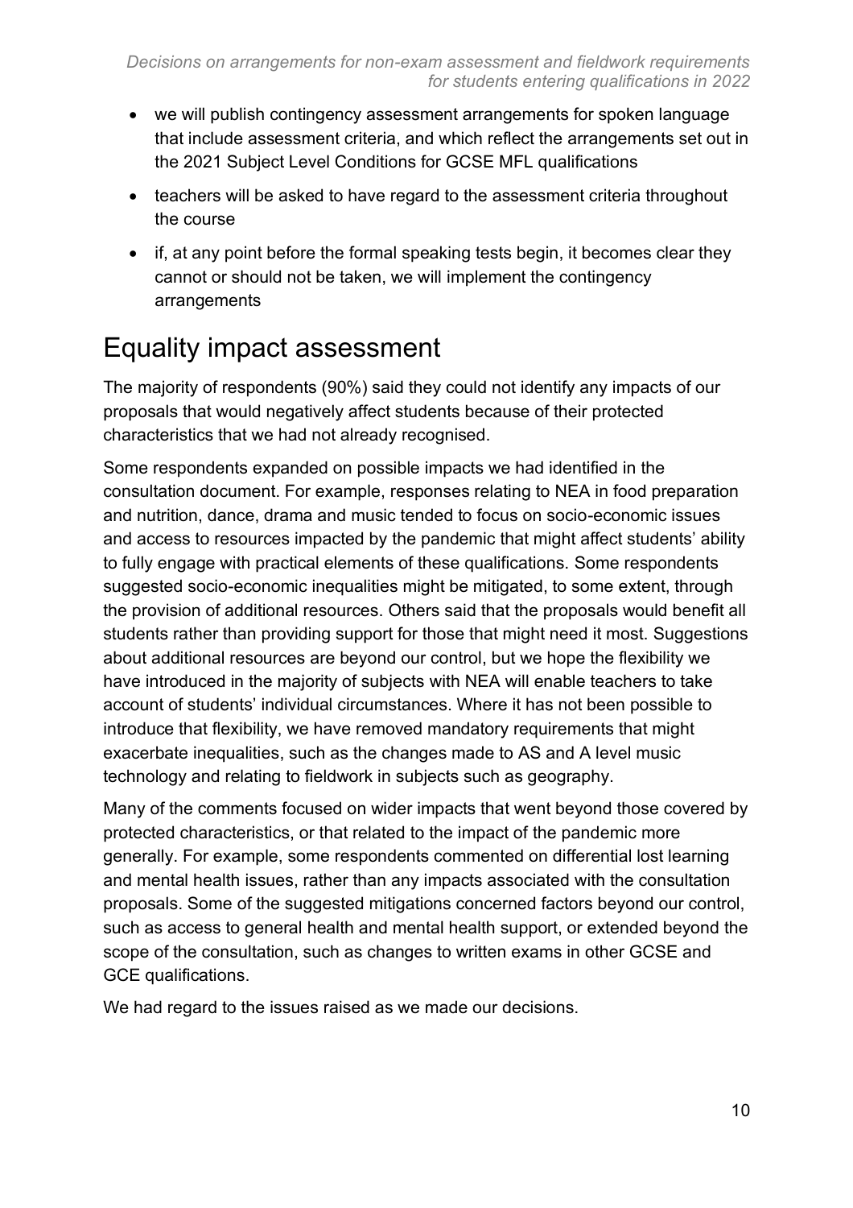- we will publish contingency assessment arrangements for spoken language that include assessment criteria, and which reflect the arrangements set out in the 2021 Subject Level Conditions for GCSE MFL qualifications
- teachers will be asked to have regard to the assessment criteria throughout the course
- if, at any point before the formal speaking tests begin, it becomes clear they cannot or should not be taken, we will implement the contingency arrangements

# Equality impact assessment

The majority of respondents (90%) said they could not identify any impacts of our proposals that would negatively affect students because of their protected characteristics that we had not already recognised.

Some respondents expanded on possible impacts we had identified in the consultation document. For example, responses relating to NEA in food preparation and nutrition, dance, drama and music tended to focus on socio-economic issues and access to resources impacted by the pandemic that might affect students' ability to fully engage with practical elements of these qualifications. Some respondents suggested socio-economic inequalities might be mitigated, to some extent, through the provision of additional resources. Others said that the proposals would benefit all students rather than providing support for those that might need it most. Suggestions about additional resources are beyond our control, but we hope the flexibility we have introduced in the majority of subjects with NEA will enable teachers to take account of students' individual circumstances. Where it has not been possible to introduce that flexibility, we have removed mandatory requirements that might exacerbate inequalities, such as the changes made to AS and A level music technology and relating to fieldwork in subjects such as geography.

Many of the comments focused on wider impacts that went beyond those covered by protected characteristics, or that related to the impact of the pandemic more generally. For example, some respondents commented on differential lost learning and mental health issues, rather than any impacts associated with the consultation proposals. Some of the suggested mitigations concerned factors beyond our control, such as access to general health and mental health support, or extended beyond the scope of the consultation, such as changes to written exams in other GCSE and GCE qualifications.

We had regard to the issues raised as we made our decisions.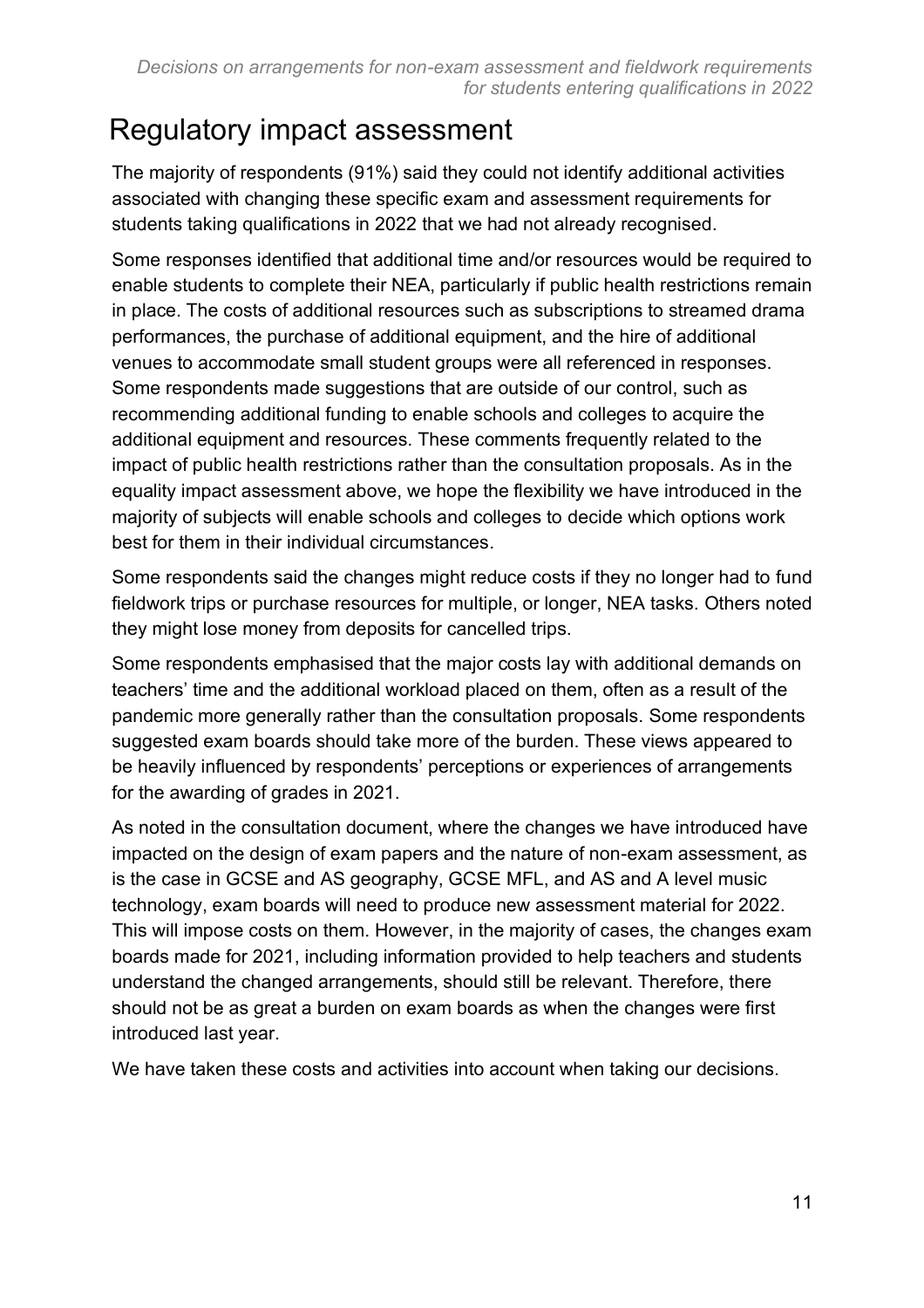# Regulatory impact assessment

The majority of respondents (91%) said they could not identify additional activities associated with changing these specific exam and assessment requirements for students taking qualifications in 2022 that we had not already recognised.

Some responses identified that additional time and/or resources would be required to enable students to complete their NEA, particularly if public health restrictions remain in place. The costs of additional resources such as subscriptions to streamed drama performances, the purchase of additional equipment, and the hire of additional venues to accommodate small student groups were all referenced in responses. Some respondents made suggestions that are outside of our control, such as recommending additional funding to enable schools and colleges to acquire the additional equipment and resources. These comments frequently related to the impact of public health restrictions rather than the consultation proposals. As in the equality impact assessment above, we hope the flexibility we have introduced in the majority of subjects will enable schools and colleges to decide which options work best for them in their individual circumstances.

Some respondents said the changes might reduce costs if they no longer had to fund fieldwork trips or purchase resources for multiple, or longer, NEA tasks. Others noted they might lose money from deposits for cancelled trips.

Some respondents emphasised that the major costs lay with additional demands on teachers' time and the additional workload placed on them, often as a result of the pandemic more generally rather than the consultation proposals. Some respondents suggested exam boards should take more of the burden. These views appeared to be heavily influenced by respondents' perceptions or experiences of arrangements for the awarding of grades in 2021.

As noted in the consultation document, where the changes we have introduced have impacted on the design of exam papers and the nature of non-exam assessment, as is the case in GCSE and AS geography, GCSE MFL, and AS and A level music technology, exam boards will need to produce new assessment material for 2022. This will impose costs on them. However, in the majority of cases, the changes exam boards made for 2021, including information provided to help teachers and students understand the changed arrangements, should still be relevant. Therefore, there should not be as great a burden on exam boards as when the changes were first introduced last year.

We have taken these costs and activities into account when taking our decisions.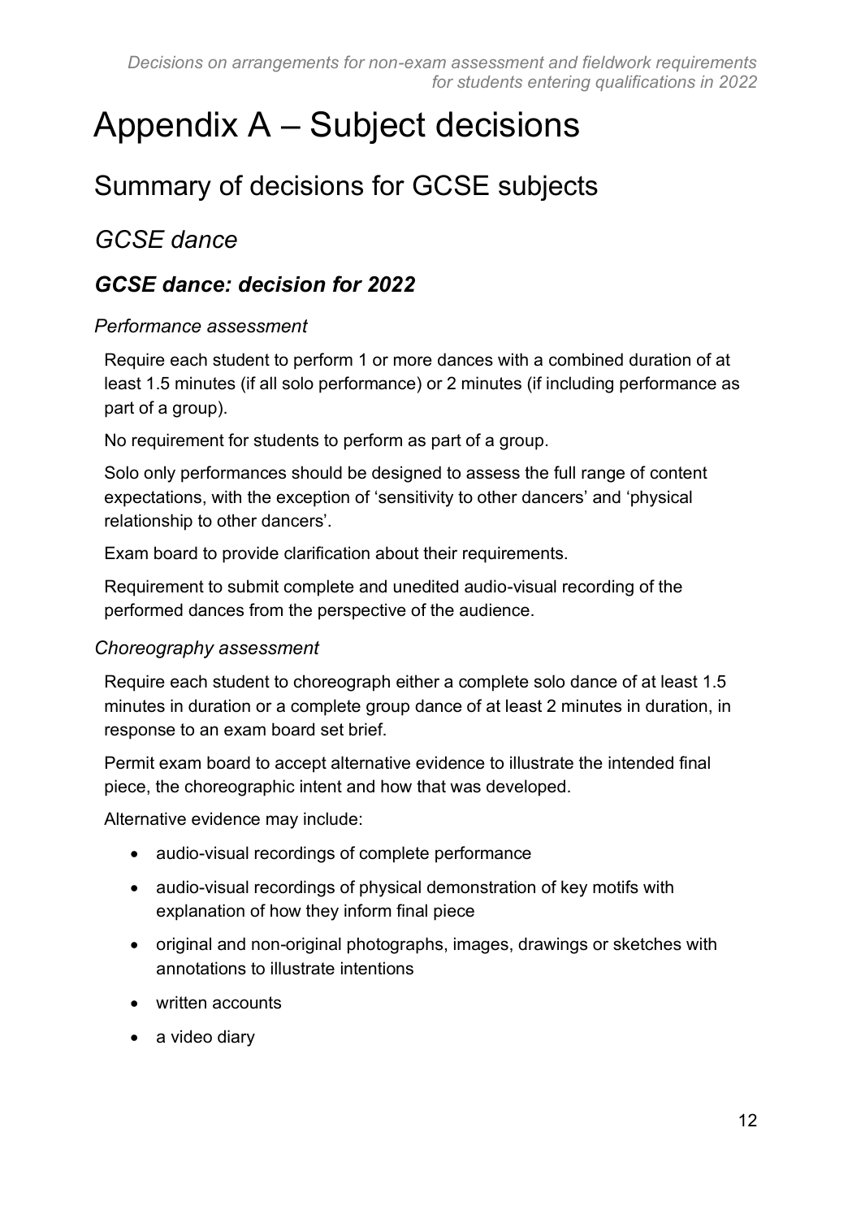# Appendix A – Subject decisions

## Summary of decisions for GCSE subjects

### *GCSE dance*

### ***GCSE dance: decision for 2022***

#### *Performance assessment*

Require each student to perform 1 or more dances with a combined duration of at least 1.5 minutes (if all solo performance) or 2 minutes (if including performance as part of a group).

No requirement for students to perform as part of a group.

Solo only performances should be designed to assess the full range of content expectations, with the exception of 'sensitivity to other dancers' and 'physical relationship to other dancers'.

Exam board to provide clarification about their requirements.

Requirement to submit complete and unedited audio-visual recording of the performed dances from the perspective of the audience.

#### *Choreography assessment*

Require each student to choreograph either a complete solo dance of at least 1.5 minutes in duration or a complete group dance of at least 2 minutes in duration, in response to an exam board set brief.

Permit exam board to accept alternative evidence to illustrate the intended final piece, the choreographic intent and how that was developed.

Alternative evidence may include:

- audio-visual recordings of complete performance
- audio-visual recordings of physical demonstration of key motifs with explanation of how they inform final piece
- original and non-original photographs, images, drawings or sketches with annotations to illustrate intentions
- written accounts
- a video diary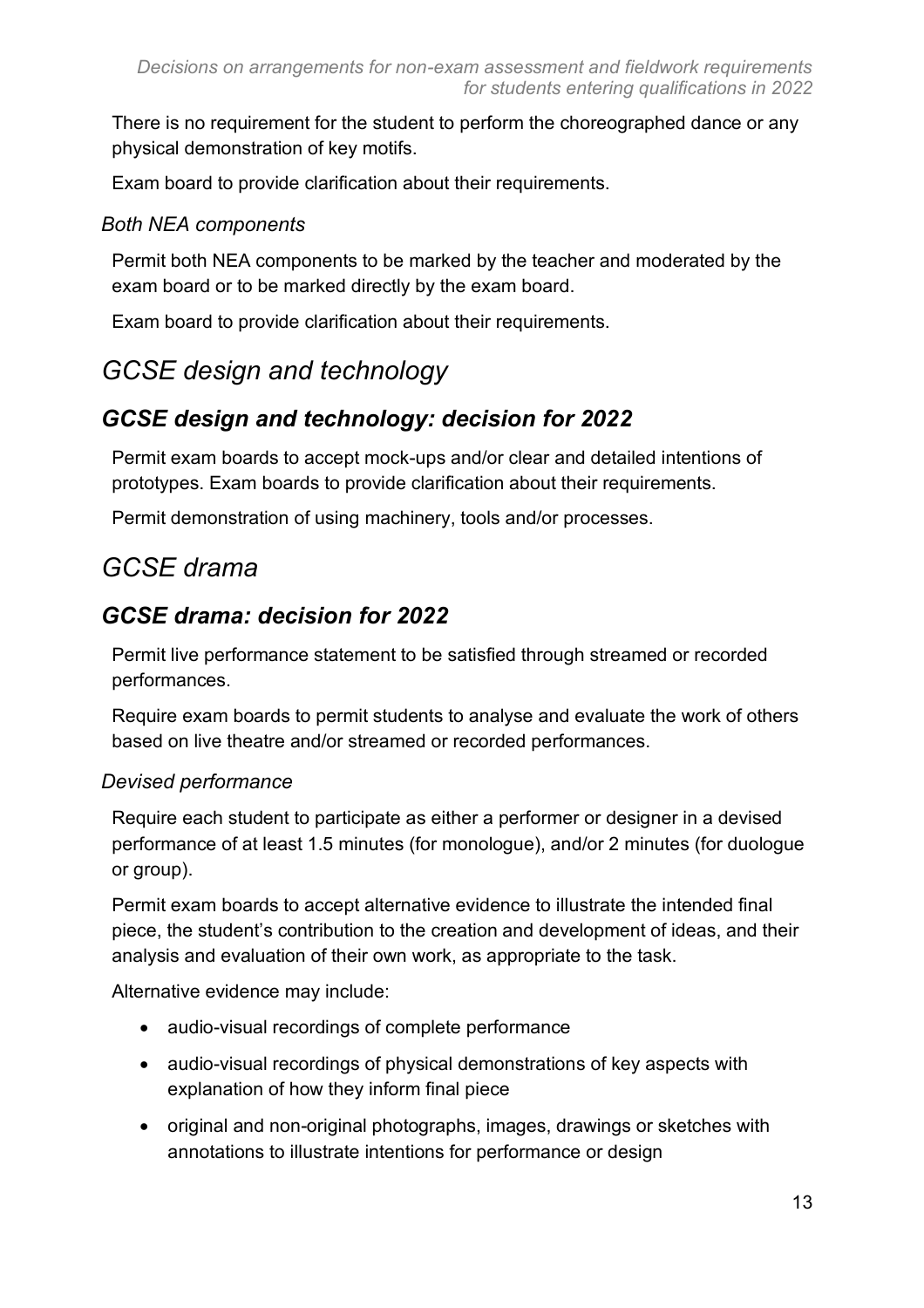There is no requirement for the student to perform the choreographed dance or any physical demonstration of key motifs.

Exam board to provide clarification about their requirements.

### *Both NEA components*

Permit both NEA components to be marked by the teacher and moderated by the exam board or to be marked directly by the exam board.

Exam board to provide clarification about their requirements.

# *GCSE design and technology*

## ***GCSE design and technology: decision for 2022***

Permit exam boards to accept mock-ups and/or clear and detailed intentions of prototypes. Exam boards to provide clarification about their requirements.

Permit demonstration of using machinery, tools and/or processes.

# *GCSE drama*

## ***GCSE drama: decision for 2022***

Permit live performance statement to be satisfied through streamed or recorded performances.

Require exam boards to permit students to analyse and evaluate the work of others based on live theatre and/or streamed or recorded performances.

### *Devised performance*

Require each student to participate as either a performer or designer in a devised performance of at least 1.5 minutes (for monologue), and/or 2 minutes (for duologue or group).

Permit exam boards to accept alternative evidence to illustrate the intended final piece, the student's contribution to the creation and development of ideas, and their analysis and evaluation of their own work, as appropriate to the task.

Alternative evidence may include:

- audio-visual recordings of complete performance
- audio-visual recordings of physical demonstrations of key aspects with explanation of how they inform final piece
- original and non-original photographs, images, drawings or sketches with annotations to illustrate intentions for performance or design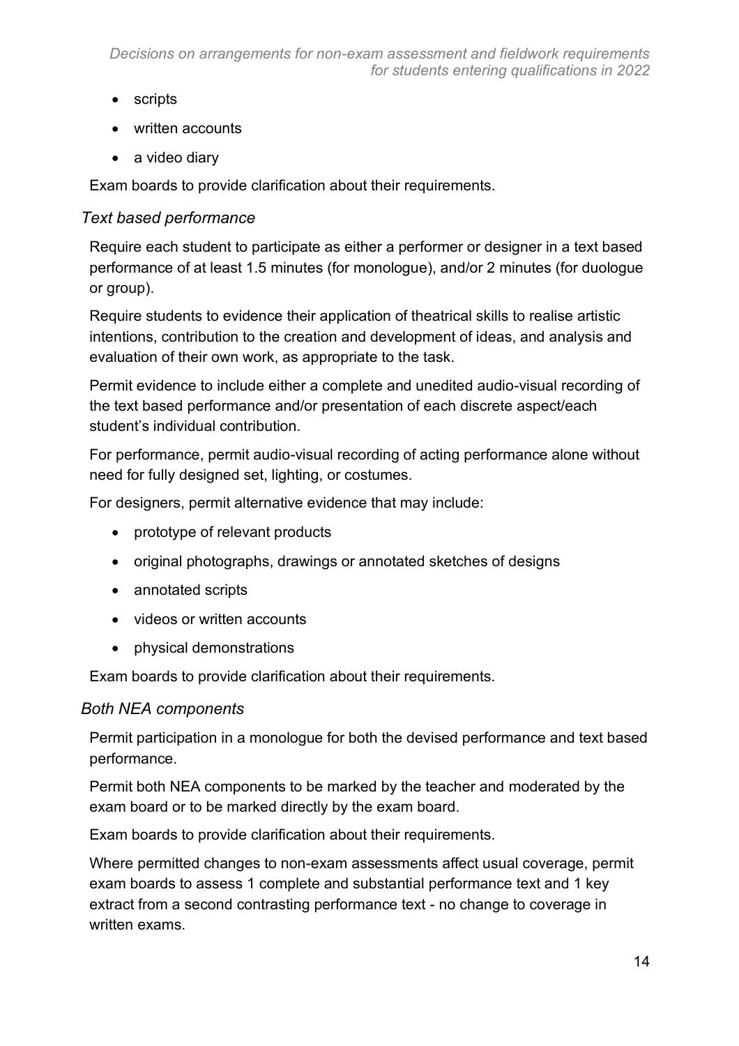- scripts
- written accounts
- a video diary

Exam boards to provide clarification about their requirements.

### *Text based performance*

Require each student to participate as either a performer or designer in a text based performance of at least 1.5 minutes (for monologue), and/or 2 minutes (for duologue or group).

Require students to evidence their application of theatrical skills to realise artistic intentions, contribution to the creation and development of ideas, and analysis and evaluation of their own work, as appropriate to the task.

Permit evidence to include either a complete and unedited audio-visual recording of the text based performance and/or presentation of each discrete aspect/each student's individual contribution.

For performance, permit audio-visual recording of acting performance alone without need for fully designed set, lighting, or costumes.

For designers, permit alternative evidence that may include:

- prototype of relevant products
- original photographs, drawings or annotated sketches of designs
- annotated scripts
- videos or written accounts
- physical demonstrations

Exam boards to provide clarification about their requirements.

### *Both NEA components*

Permit participation in a monologue for both the devised performance and text based performance.

Permit both NEA components to be marked by the teacher and moderated by the exam board or to be marked directly by the exam board.

Exam boards to provide clarification about their requirements.

Where permitted changes to non-exam assessments affect usual coverage, permit exam boards to assess 1 complete and substantial performance text and 1 key extract from a second contrasting performance text - no change to coverage in written exams.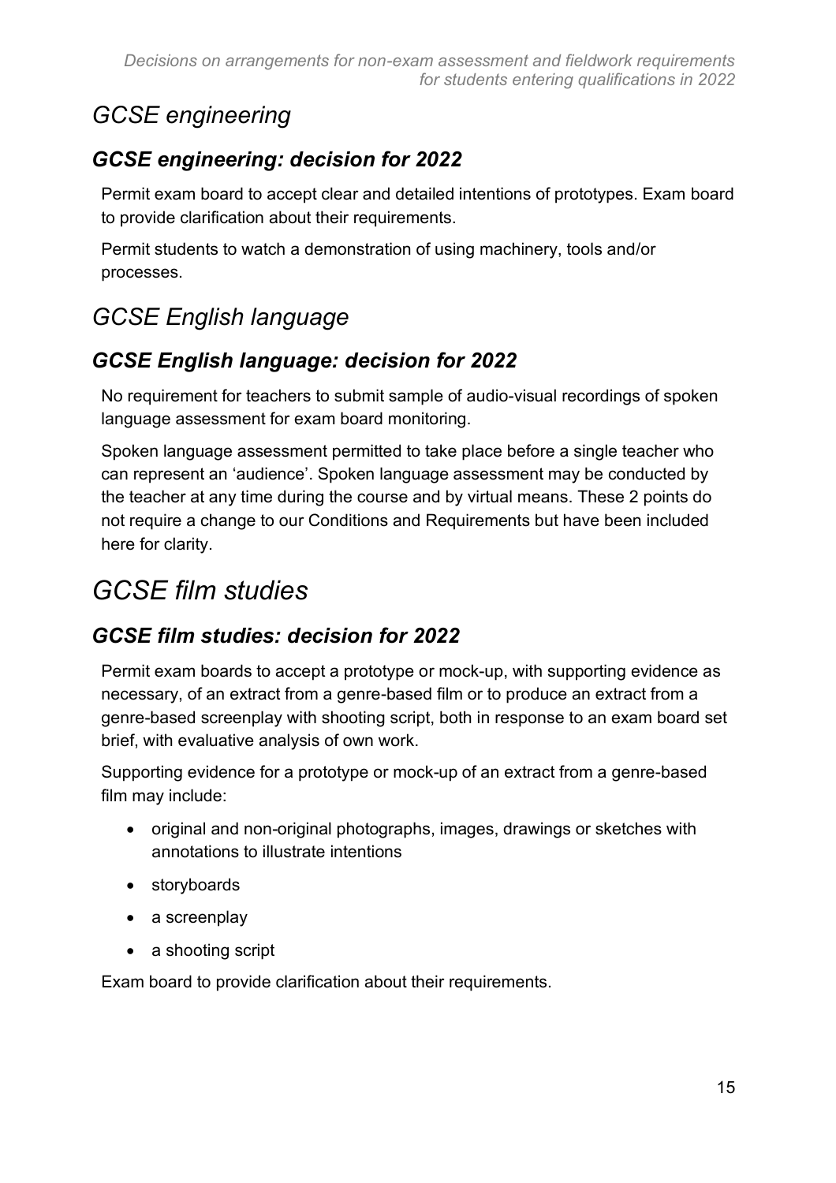## *GCSE engineering*

### *GCSE engineering: decision for 2022*

Permit exam board to accept clear and detailed intentions of prototypes. Exam board to provide clarification about their requirements.

Permit students to watch a demonstration of using machinery, tools and/or processes.

## *GCSE English language*

### *GCSE English language: decision for 2022*

No requirement for teachers to submit sample of audio-visual recordings of spoken language assessment for exam board monitoring.

Spoken language assessment permitted to take place before a single teacher who can represent an 'audience'. Spoken language assessment may be conducted by the teacher at any time during the course and by virtual means. These 2 points do not require a change to our Conditions and Requirements but have been included here for clarity.

# *GCSE film studies*

### *GCSE film studies: decision for 2022*

Permit exam boards to accept a prototype or mock-up, with supporting evidence as necessary, of an extract from a genre-based film or to produce an extract from a genre-based screenplay with shooting script, both in response to an exam board set brief, with evaluative analysis of own work.

Supporting evidence for a prototype or mock-up of an extract from a genre-based film may include:

- original and non-original photographs, images, drawings or sketches with annotations to illustrate intentions
- storyboards
- a screenplay
- a shooting script

Exam board to provide clarification about their requirements.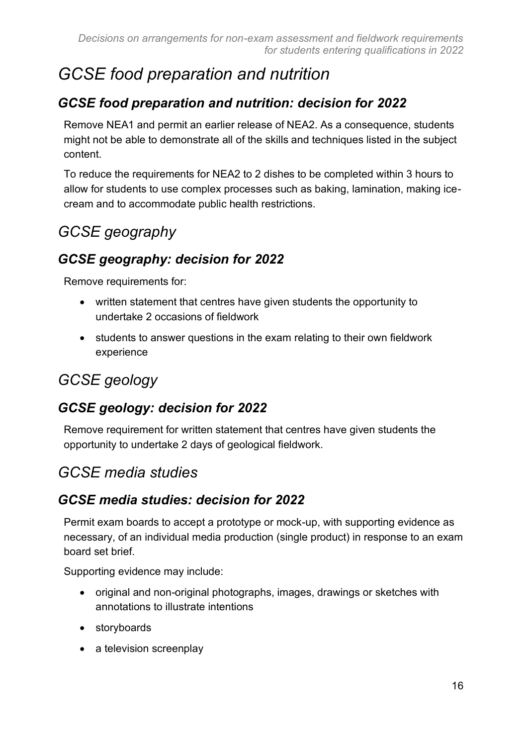# *GCSE food preparation and nutrition*

## *GCSE food preparation and nutrition: decision for 2022*

Remove NEA1 and permit an earlier release of NEA2. As a consequence, students might not be able to demonstrate all of the skills and techniques listed in the subject content.

To reduce the requirements for NEA2 to 2 dishes to be completed within 3 hours to allow for students to use complex processes such as baking, lamination, making ice-cream and to accommodate public health restrictions.

# *GCSE geography*

## *GCSE geography: decision for 2022*

Remove requirements for:

- written statement that centres have given students the opportunity to undertake 2 occasions of fieldwork
- students to answer questions in the exam relating to their own fieldwork experience

# *GCSE geology*

## *GCSE geology: decision for 2022*

Remove requirement for written statement that centres have given students the opportunity to undertake 2 days of geological fieldwork.

# *GCSE media studies*

## *GCSE media studies: decision for 2022*

Permit exam boards to accept a prototype or mock-up, with supporting evidence as necessary, of an individual media production (single product) in response to an exam board set brief.

Supporting evidence may include:

- original and non-original photographs, images, drawings or sketches with annotations to illustrate intentions
- storyboards
- a television screenplay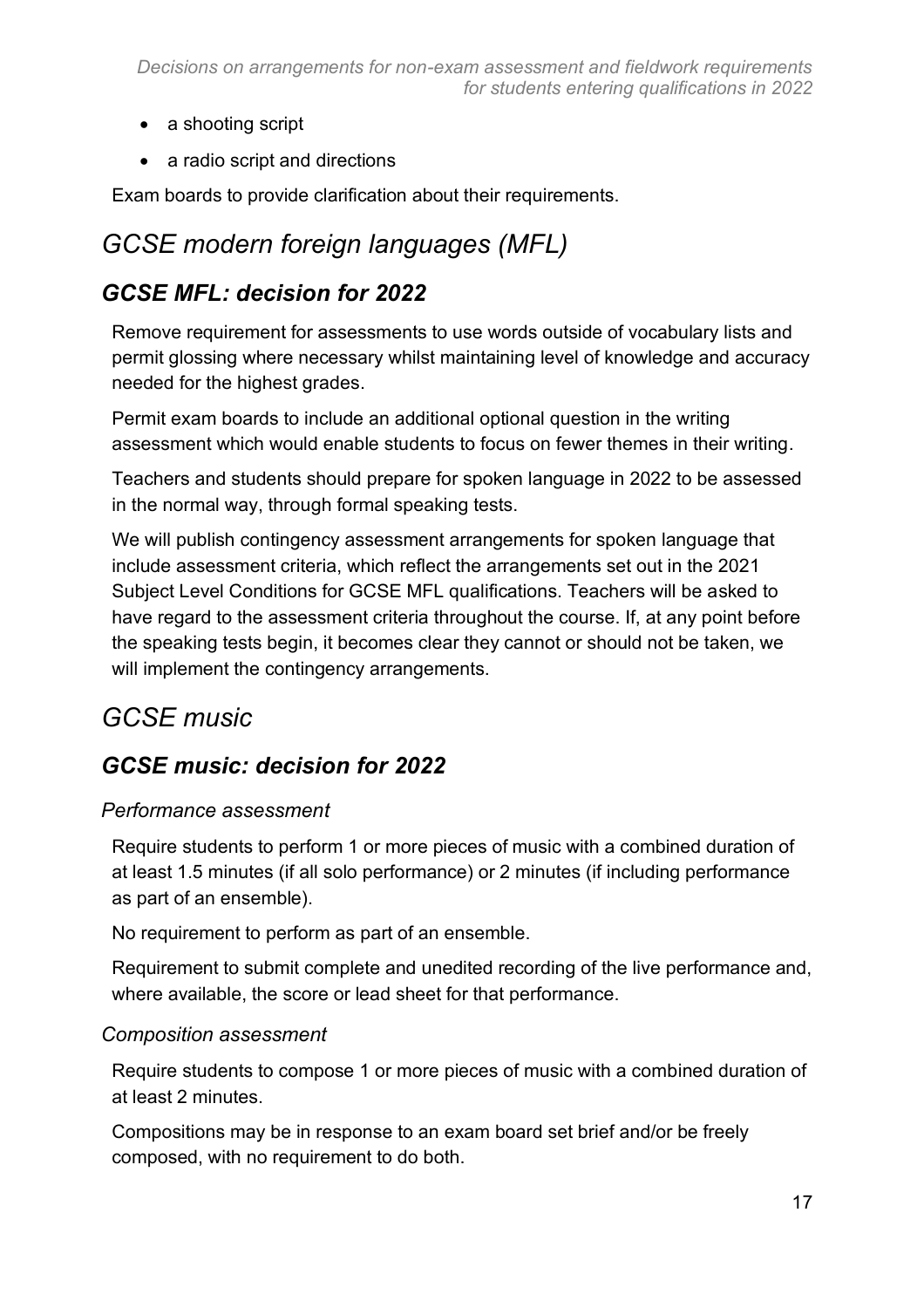- a shooting script
- a radio script and directions

Exam boards to provide clarification about their requirements.

## *GCSE modern foreign languages (MFL)*

### ***GCSE MFL: decision for 2022***

Remove requirement for assessments to use words outside of vocabulary lists and permit glossing where necessary whilst maintaining level of knowledge and accuracy needed for the highest grades.

Permit exam boards to include an additional optional question in the writing assessment which would enable students to focus on fewer themes in their writing.

Teachers and students should prepare for spoken language in 2022 to be assessed in the normal way, through formal speaking tests.

We will publish contingency assessment arrangements for spoken language that include assessment criteria, which reflect the arrangements set out in the 2021 Subject Level Conditions for GCSE MFL qualifications. Teachers will be asked to have regard to the assessment criteria throughout the course. If, at any point before the speaking tests begin, it becomes clear they cannot or should not be taken, we will implement the contingency arrangements.

## *GCSE music*

### ***GCSE music: decision for 2022***

#### *Performance assessment*

Require students to perform 1 or more pieces of music with a combined duration of at least 1.5 minutes (if all solo performance) or 2 minutes (if including performance as part of an ensemble).

No requirement to perform as part of an ensemble.

Requirement to submit complete and unedited recording of the live performance and, where available, the score or lead sheet for that performance.

#### *Composition assessment*

Require students to compose 1 or more pieces of music with a combined duration of at least 2 minutes.

Compositions may be in response to an exam board set brief and/or be freely composed, with no requirement to do both.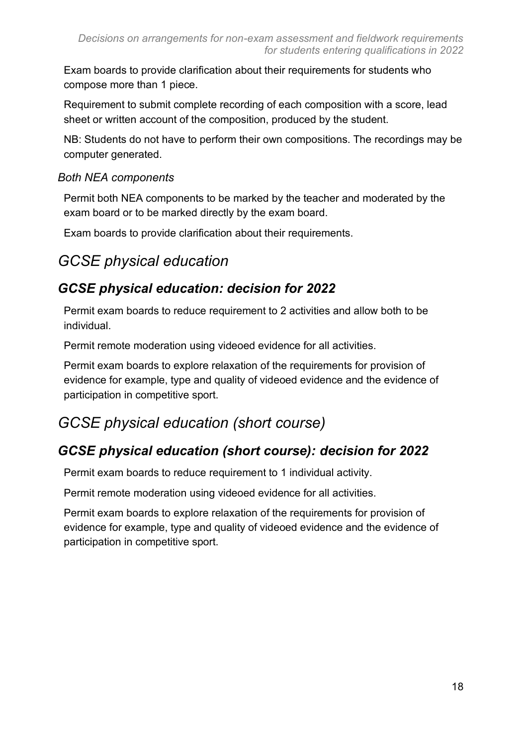Exam boards to provide clarification about their requirements for students who compose more than 1 piece.

Requirement to submit complete recording of each composition with a score, lead sheet or written account of the composition, produced by the student.

NB: Students do not have to perform their own compositions. The recordings may be computer generated.

*Both NEA components*

Permit both NEA components to be marked by the teacher and moderated by the exam board or to be marked directly by the exam board.

Exam boards to provide clarification about their requirements.

# *GCSE physical education*

## *GCSE physical education: decision for 2022*

Permit exam boards to reduce requirement to 2 activities and allow both to be individual.

Permit remote moderation using videoed evidence for all activities.

Permit exam boards to explore relaxation of the requirements for provision of evidence for example, type and quality of videoed evidence and the evidence of participation in competitive sport.

# *GCSE physical education (short course)*

## *GCSE physical education (short course): decision for 2022*

Permit exam boards to reduce requirement to 1 individual activity.

Permit remote moderation using videoed evidence for all activities.

Permit exam boards to explore relaxation of the requirements for provision of evidence for example, type and quality of videoed evidence and the evidence of participation in competitive sport.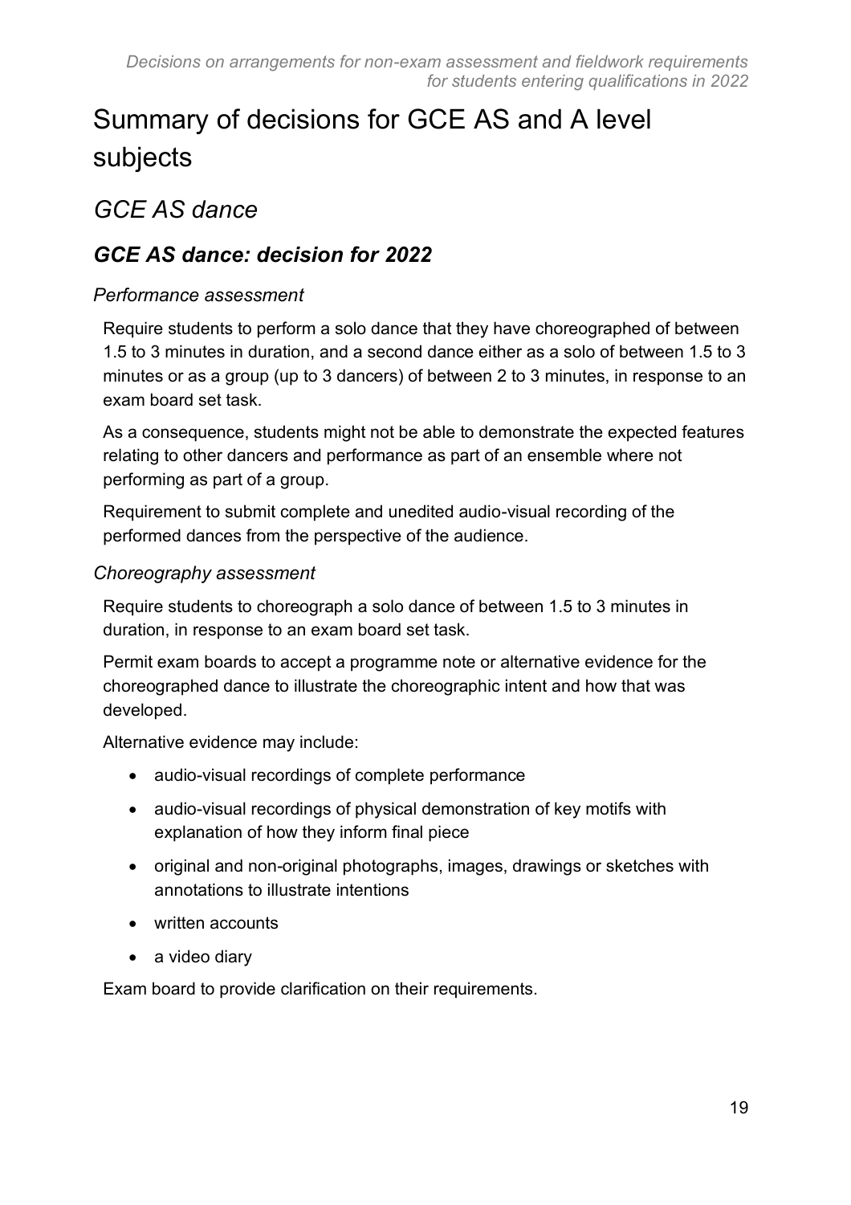# Summary of decisions for GCE AS and A level subjects

## *GCE AS dance*

### ***GCE AS dance: decision for 2022***

#### *Performance assessment*

Require students to perform a solo dance that they have choreographed of between 1.5 to 3 minutes in duration, and a second dance either as a solo of between 1.5 to 3 minutes or as a group (up to 3 dancers) of between 2 to 3 minutes, in response to an exam board set task.

As a consequence, students might not be able to demonstrate the expected features relating to other dancers and performance as part of an ensemble where not performing as part of a group.

Requirement to submit complete and unedited audio-visual recording of the performed dances from the perspective of the audience.

#### *Choreography assessment*

Require students to choreograph a solo dance of between 1.5 to 3 minutes in duration, in response to an exam board set task.

Permit exam boards to accept a programme note or alternative evidence for the choreographed dance to illustrate the choreographic intent and how that was developed.

Alternative evidence may include:

- audio-visual recordings of complete performance
- audio-visual recordings of physical demonstration of key motifs with explanation of how they inform final piece
- original and non-original photographs, images, drawings or sketches with annotations to illustrate intentions
- written accounts
- a video diary

Exam board to provide clarification on their requirements.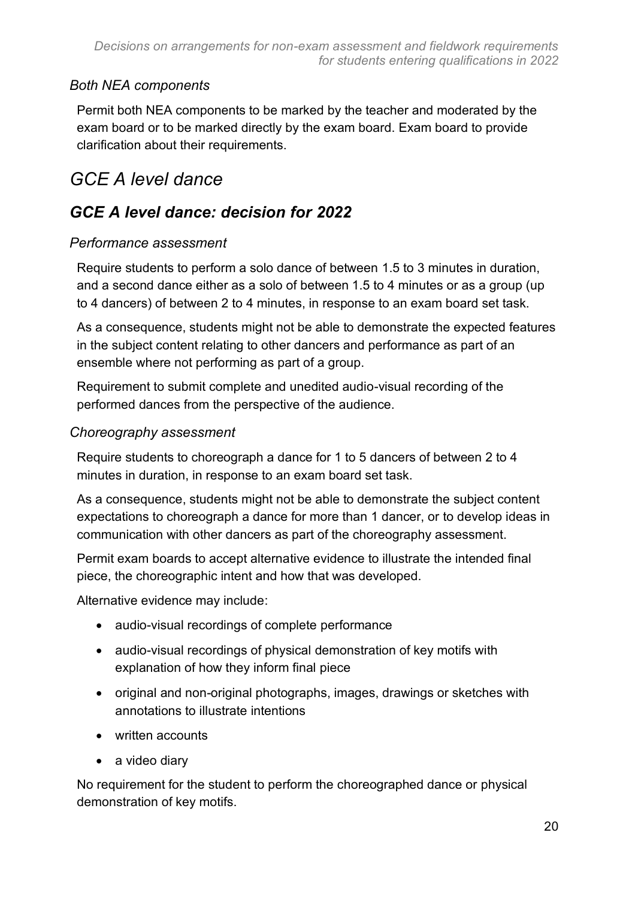### *Both NEA components*

Permit both NEA components to be marked by the teacher and moderated by the exam board or to be marked directly by the exam board. Exam board to provide clarification about their requirements.

# *GCE A level dance*

## ***GCE A level dance: decision for 2022***

### *Performance assessment*

Require students to perform a solo dance of between 1.5 to 3 minutes in duration, and a second dance either as a solo of between 1.5 to 4 minutes or as a group (up to 4 dancers) of between 2 to 4 minutes, in response to an exam board set task.

As a consequence, students might not be able to demonstrate the expected features in the subject content relating to other dancers and performance as part of an ensemble where not performing as part of a group.

Requirement to submit complete and unedited audio-visual recording of the performed dances from the perspective of the audience.

### *Choreography assessment*

Require students to choreograph a dance for 1 to 5 dancers of between 2 to 4 minutes in duration, in response to an exam board set task.

As a consequence, students might not be able to demonstrate the subject content expectations to choreograph a dance for more than 1 dancer, or to develop ideas in communication with other dancers as part of the choreography assessment.

Permit exam boards to accept alternative evidence to illustrate the intended final piece, the choreographic intent and how that was developed.

Alternative evidence may include:

- audio-visual recordings of complete performance
- audio-visual recordings of physical demonstration of key motifs with explanation of how they inform final piece
- original and non-original photographs, images, drawings or sketches with annotations to illustrate intentions
- written accounts
- a video diary

No requirement for the student to perform the choreographed dance or physical demonstration of key motifs.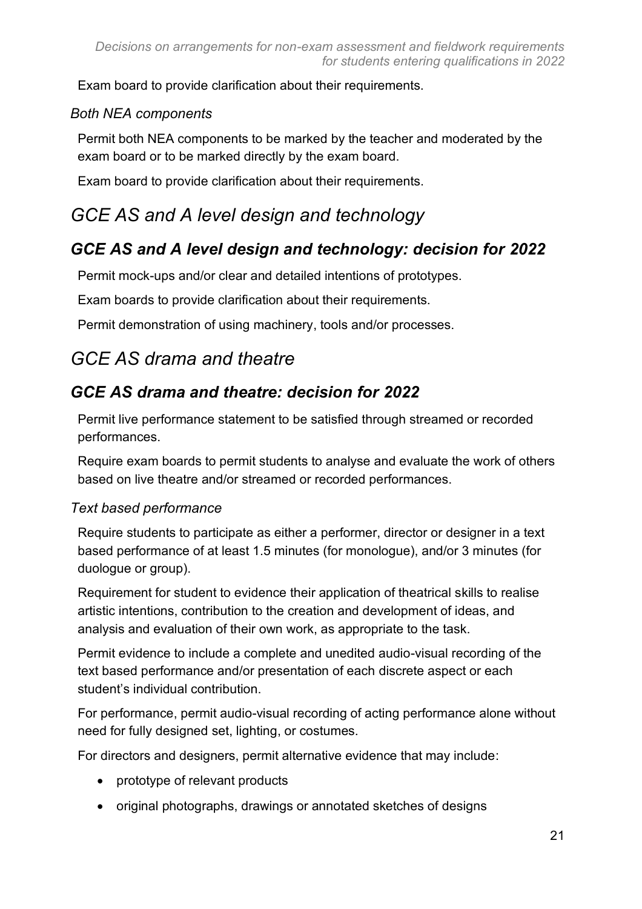Exam board to provide clarification about their requirements.

### *Both NEA components*

Permit both NEA components to be marked by the teacher and moderated by the exam board or to be marked directly by the exam board.

Exam board to provide clarification about their requirements.

# *GCE AS and A level design and technology*

## *GCE AS and A level design and technology: decision for 2022*

Permit mock-ups and/or clear and detailed intentions of prototypes.

Exam boards to provide clarification about their requirements.

Permit demonstration of using machinery, tools and/or processes.

# *GCE AS drama and theatre*

## *GCE AS drama and theatre: decision for 2022*

Permit live performance statement to be satisfied through streamed or recorded performances.

Require exam boards to permit students to analyse and evaluate the work of others based on live theatre and/or streamed or recorded performances.

### *Text based performance*

Require students to participate as either a performer, director or designer in a text based performance of at least 1.5 minutes (for monologue), and/or 3 minutes (for duologue or group).

Requirement for student to evidence their application of theatrical skills to realise artistic intentions, contribution to the creation and development of ideas, and analysis and evaluation of their own work, as appropriate to the task.

Permit evidence to include a complete and unedited audio-visual recording of the text based performance and/or presentation of each discrete aspect or each student's individual contribution.

For performance, permit audio-visual recording of acting performance alone without need for fully designed set, lighting, or costumes.

For directors and designers, permit alternative evidence that may include:

- prototype of relevant products
- original photographs, drawings or annotated sketches of designs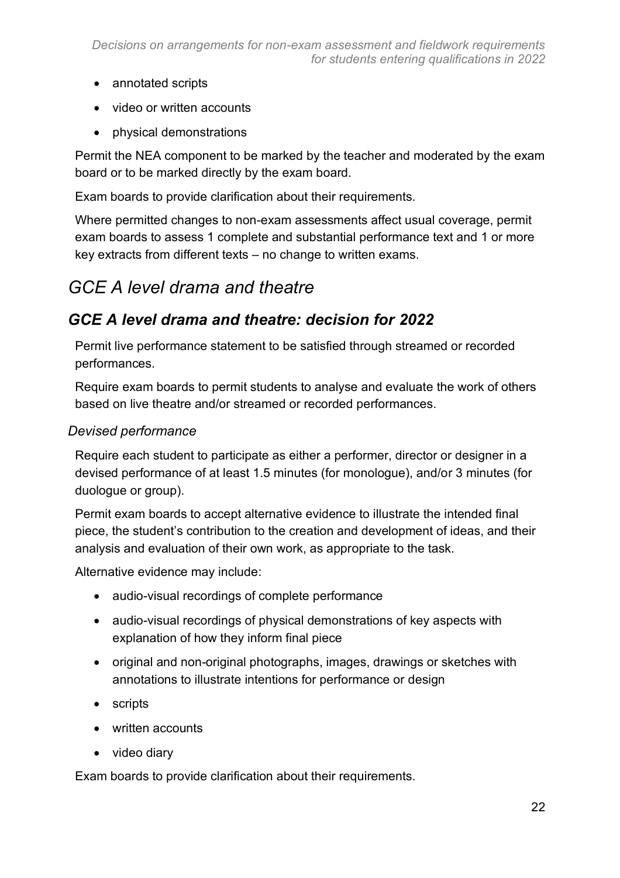- annotated scripts
- video or written accounts
- physical demonstrations

Permit the NEA component to be marked by the teacher and moderated by the exam board or to be marked directly by the exam board.

Exam boards to provide clarification about their requirements.

Where permitted changes to non-exam assessments affect usual coverage, permit exam boards to assess 1 complete and substantial performance text and 1 or more key extracts from different texts – no change to written exams.

## *GCE A level drama and theatre*

### *GCE A level drama and theatre: decision for 2022*

Permit live performance statement to be satisfied through streamed or recorded performances.

Require exam boards to permit students to analyse and evaluate the work of others based on live theatre and/or streamed or recorded performances.

#### *Devised performance*

Require each student to participate as either a performer, director or designer in a devised performance of at least 1.5 minutes (for monologue), and/or 3 minutes (for duologue or group).

Permit exam boards to accept alternative evidence to illustrate the intended final piece, the student's contribution to the creation and development of ideas, and their analysis and evaluation of their own work, as appropriate to the task.

Alternative evidence may include:

- audio-visual recordings of complete performance
- audio-visual recordings of physical demonstrations of key aspects with explanation of how they inform final piece
- original and non-original photographs, images, drawings or sketches with annotations to illustrate intentions for performance or design
- scripts
- written accounts
- video diary

Exam boards to provide clarification about their requirements.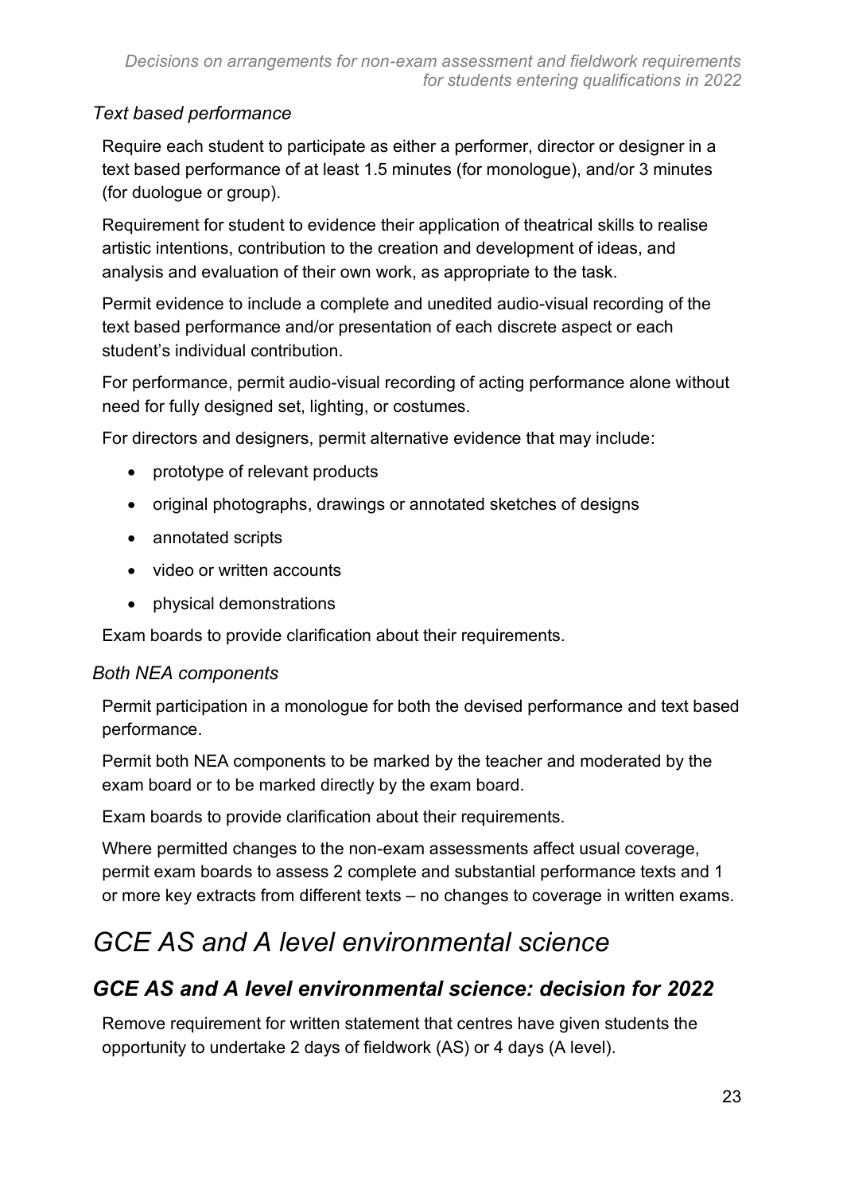*Text based performance*

Require each student to participate as either a performer, director or designer in a text based performance of at least 1.5 minutes (for monologue), and/or 3 minutes (for duologue or group).

Requirement for student to evidence their application of theatrical skills to realise artistic intentions, contribution to the creation and development of ideas, and analysis and evaluation of their own work, as appropriate to the task.

Permit evidence to include a complete and unedited audio-visual recording of the text based performance and/or presentation of each discrete aspect or each student's individual contribution.

For performance, permit audio-visual recording of acting performance alone without need for fully designed set, lighting, or costumes.

For directors and designers, permit alternative evidence that may include:

- prototype of relevant products
- original photographs, drawings or annotated sketches of designs
- annotated scripts
- video or written accounts
- physical demonstrations

Exam boards to provide clarification about their requirements.

*Both NEA components*

Permit participation in a monologue for both the devised performance and text based performance.

Permit both NEA components to be marked by the teacher and moderated by the exam board or to be marked directly by the exam board.

Exam boards to provide clarification about their requirements.

Where permitted changes to the non-exam assessments affect usual coverage, permit exam boards to assess 2 complete and substantial performance texts and 1 or more key extracts from different texts – no changes to coverage in written exams.

# GCE AS and A level environmental science

## GCE AS and A level environmental science: decision for 2022

Remove requirement for written statement that centres have given students the opportunity to undertake 2 days of fieldwork (AS) or 4 days (A level).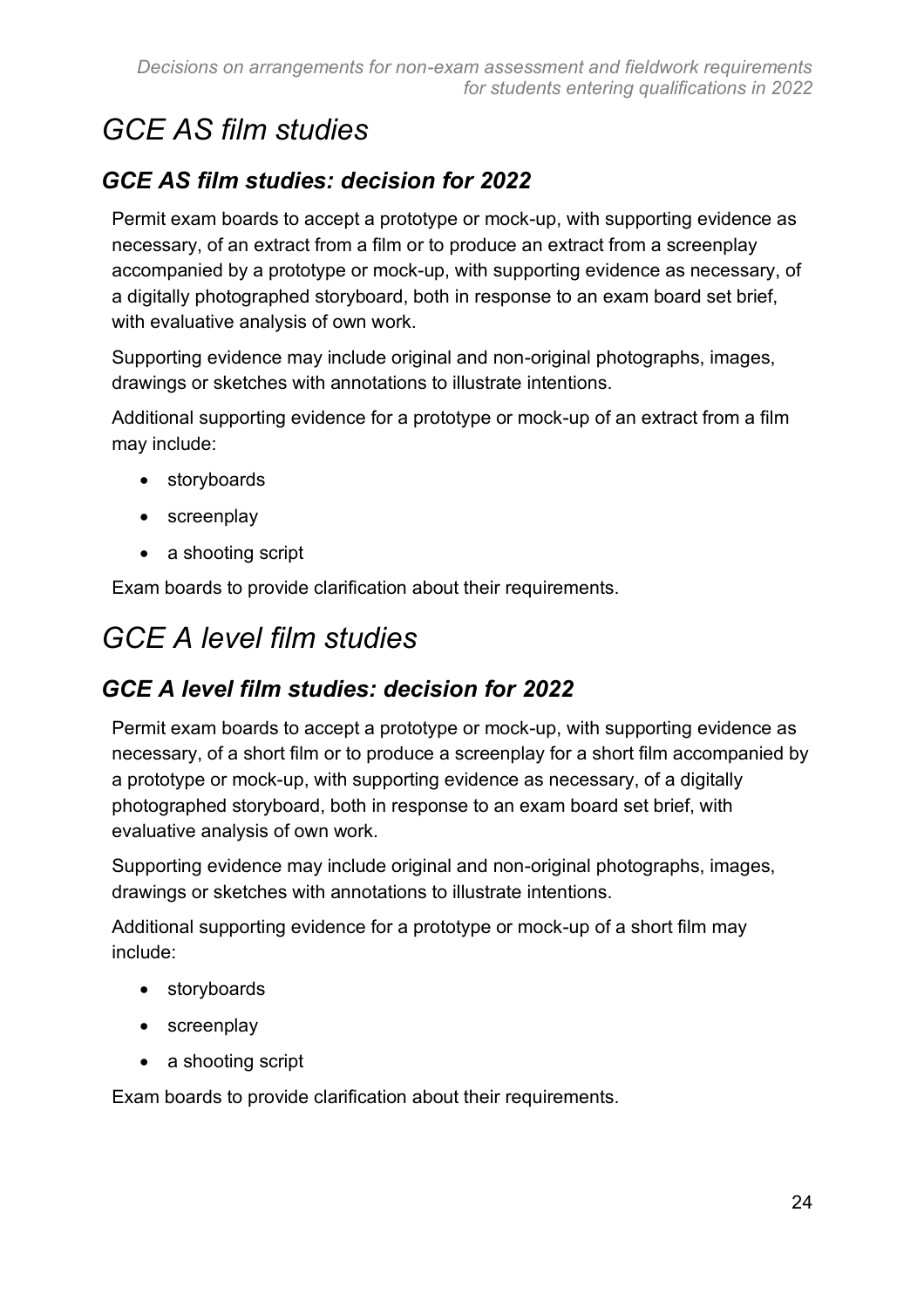# GCE AS film studies

## GCE AS film studies: decision for 2022

Permit exam boards to accept a prototype or mock-up, with supporting evidence as necessary, of an extract from a film or to produce an extract from a screenplay accompanied by a prototype or mock-up, with supporting evidence as necessary, of a digitally photographed storyboard, both in response to an exam board set brief, with evaluative analysis of own work.

Supporting evidence may include original and non-original photographs, images, drawings or sketches with annotations to illustrate intentions.

Additional supporting evidence for a prototype or mock-up of an extract from a film may include:

- storyboards
- screenplay
- a shooting script

Exam boards to provide clarification about their requirements.

# GCE A level film studies

## GCE A level film studies: decision for 2022

Permit exam boards to accept a prototype or mock-up, with supporting evidence as necessary, of a short film or to produce a screenplay for a short film accompanied by a prototype or mock-up, with supporting evidence as necessary, of a digitally photographed storyboard, both in response to an exam board set brief, with evaluative analysis of own work.

Supporting evidence may include original and non-original photographs, images, drawings or sketches with annotations to illustrate intentions.

Additional supporting evidence for a prototype or mock-up of a short film may include:

- storyboards
- screenplay
- a shooting script

Exam boards to provide clarification about their requirements.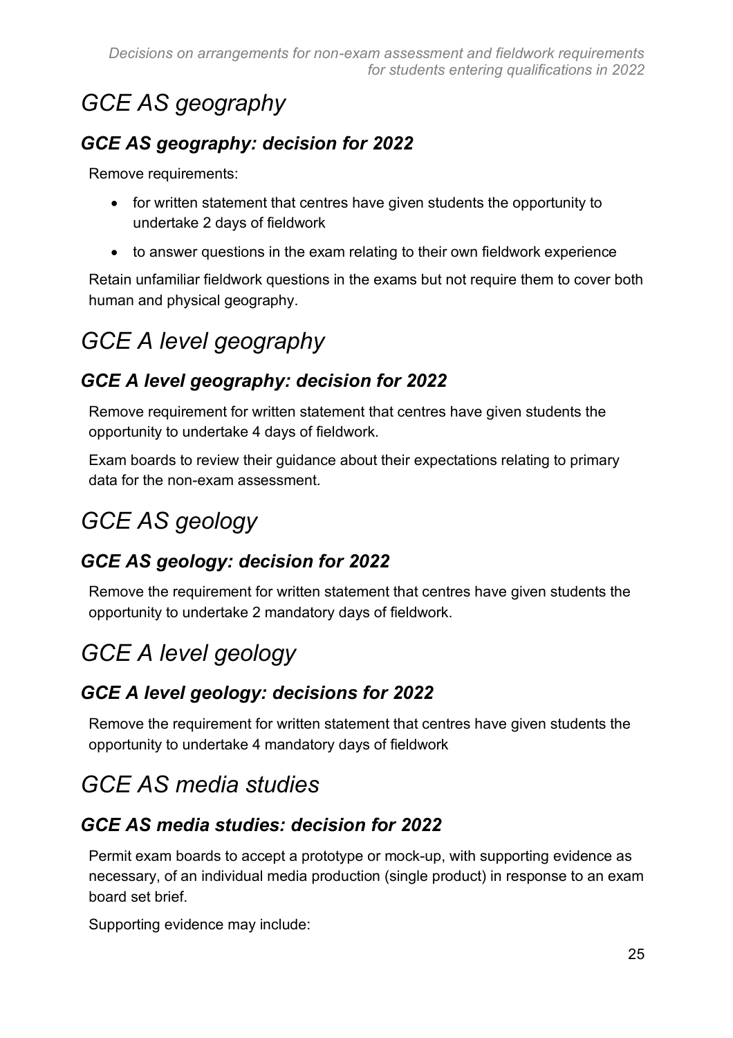# GCE AS geography

## GCE AS geography: decision for 2022

Remove requirements:

- for written statement that centres have given students the opportunity to undertake 2 days of fieldwork
- to answer questions in the exam relating to their own fieldwork experience

Retain unfamiliar fieldwork questions in the exams but not require them to cover both human and physical geography.

# GCE A level geography

## GCE A level geography: decision for 2022

Remove requirement for written statement that centres have given students the opportunity to undertake 4 days of fieldwork.

Exam boards to review their guidance about their expectations relating to primary data for the non-exam assessment.

# GCE AS geology

## GCE AS geology: decision for 2022

Remove the requirement for written statement that centres have given students the opportunity to undertake 2 mandatory days of fieldwork.

# GCE A level geology

## GCE A level geology: decisions for 2022

Remove the requirement for written statement that centres have given students the opportunity to undertake 4 mandatory days of fieldwork

# GCE AS media studies

## GCE AS media studies: decision for 2022

Permit exam boards to accept a prototype or mock-up, with supporting evidence as necessary, of an individual media production (single product) in response to an exam board set brief.

Supporting evidence may include: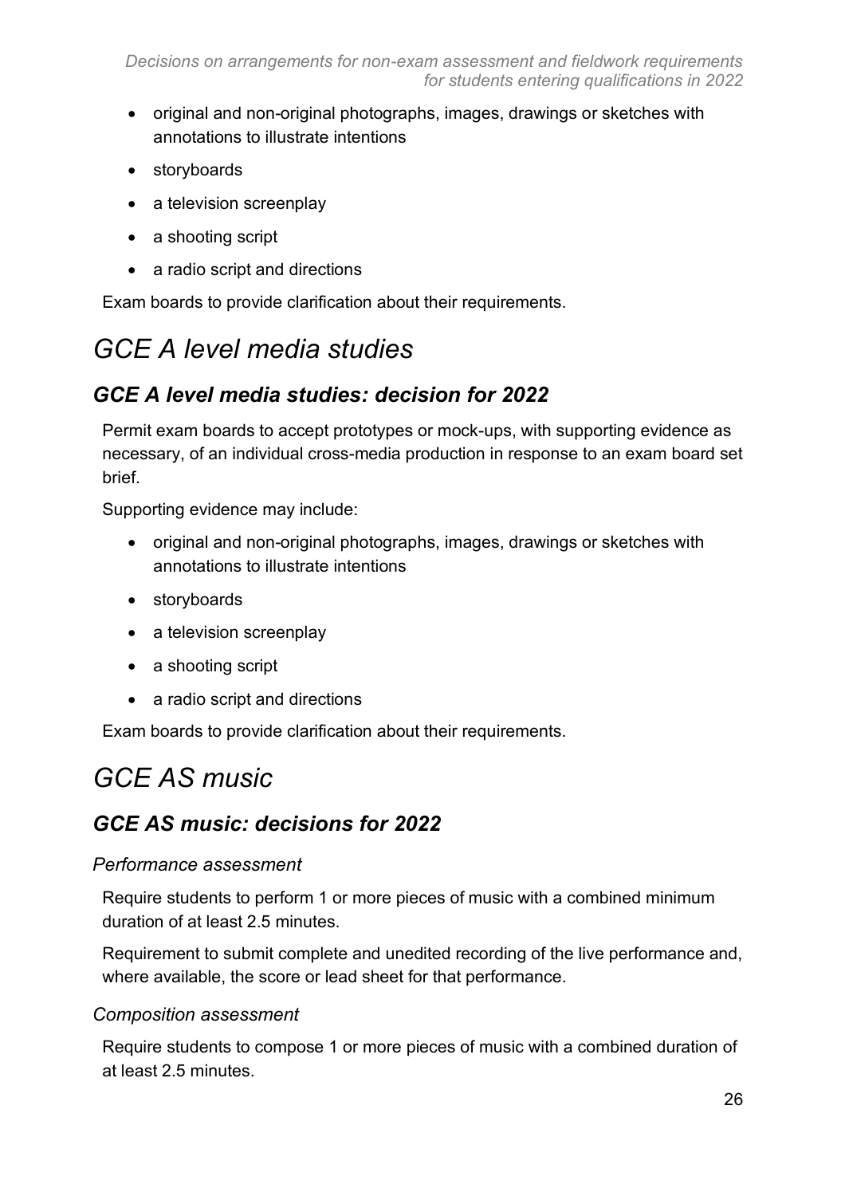- original and non-original photographs, images, drawings or sketches with annotations to illustrate intentions
- storyboards
- a television screenplay
- a shooting script
- a radio script and directions

Exam boards to provide clarification about their requirements.

# *GCE A level media studies*

## ***GCE A level media studies: decision for 2022***

Permit exam boards to accept prototypes or mock-ups, with supporting evidence as necessary, of an individual cross-media production in response to an exam board set brief.

Supporting evidence may include:

- original and non-original photographs, images, drawings or sketches with annotations to illustrate intentions
- storyboards
- a television screenplay
- a shooting script
- a radio script and directions

Exam boards to provide clarification about their requirements.

# *GCE AS music*

## ***GCE AS music: decisions for 2022***

### *Performance assessment*

Require students to perform 1 or more pieces of music with a combined minimum duration of at least 2.5 minutes.

Requirement to submit complete and unedited recording of the live performance and, where available, the score or lead sheet for that performance.

### *Composition assessment*

Require students to compose 1 or more pieces of music with a combined duration of at least 2.5 minutes.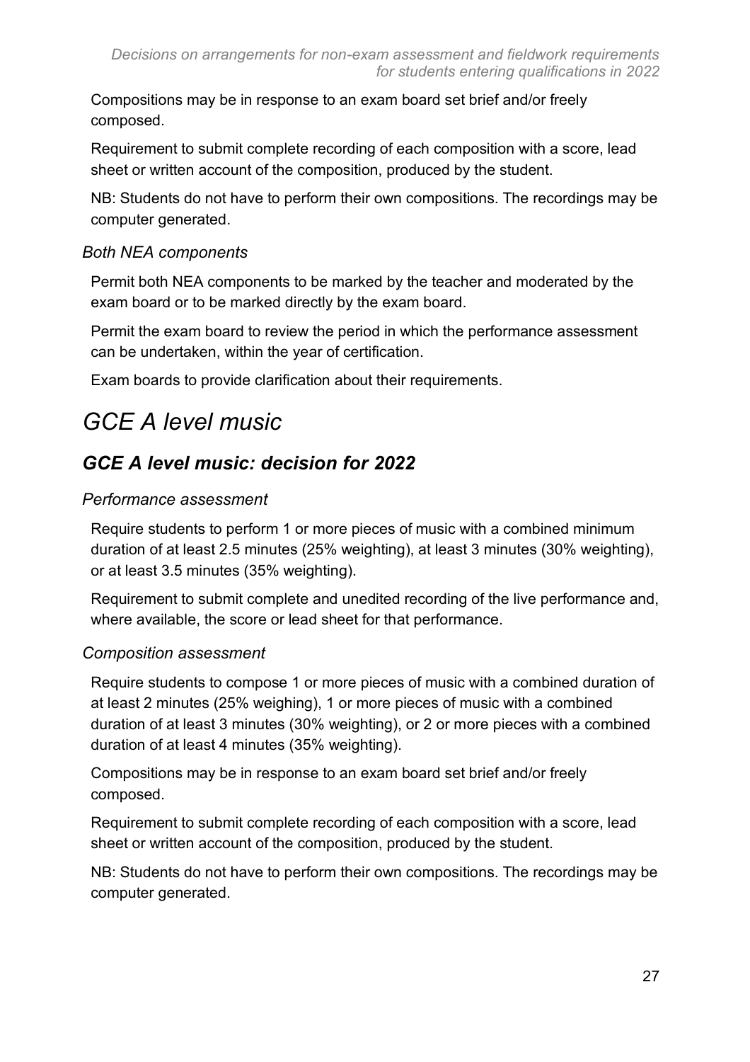Compositions may be in response to an exam board set brief and/or freely composed.

Requirement to submit complete recording of each composition with a score, lead sheet or written account of the composition, produced by the student.

NB: Students do not have to perform their own compositions. The recordings may be computer generated.

*Both NEA components*

Permit both NEA components to be marked by the teacher and moderated by the exam board or to be marked directly by the exam board.

Permit the exam board to review the period in which the performance assessment can be undertaken, within the year of certification.

Exam boards to provide clarification about their requirements.

# *GCE A level music*

## *GCE A level music: decision for 2022*

*Performance assessment*

Require students to perform 1 or more pieces of music with a combined minimum duration of at least 2.5 minutes (25% weighting), at least 3 minutes (30% weighting), or at least 3.5 minutes (35% weighting).

Requirement to submit complete and unedited recording of the live performance and, where available, the score or lead sheet for that performance.

*Composition assessment*

Require students to compose 1 or more pieces of music with a combined duration of at least 2 minutes (25% weighing), 1 or more pieces of music with a combined duration of at least 3 minutes (30% weighting), or 2 or more pieces with a combined duration of at least 4 minutes (35% weighting).

Compositions may be in response to an exam board set brief and/or freely composed.

Requirement to submit complete recording of each composition with a score, lead sheet or written account of the composition, produced by the student.

NB: Students do not have to perform their own compositions. The recordings may be computer generated.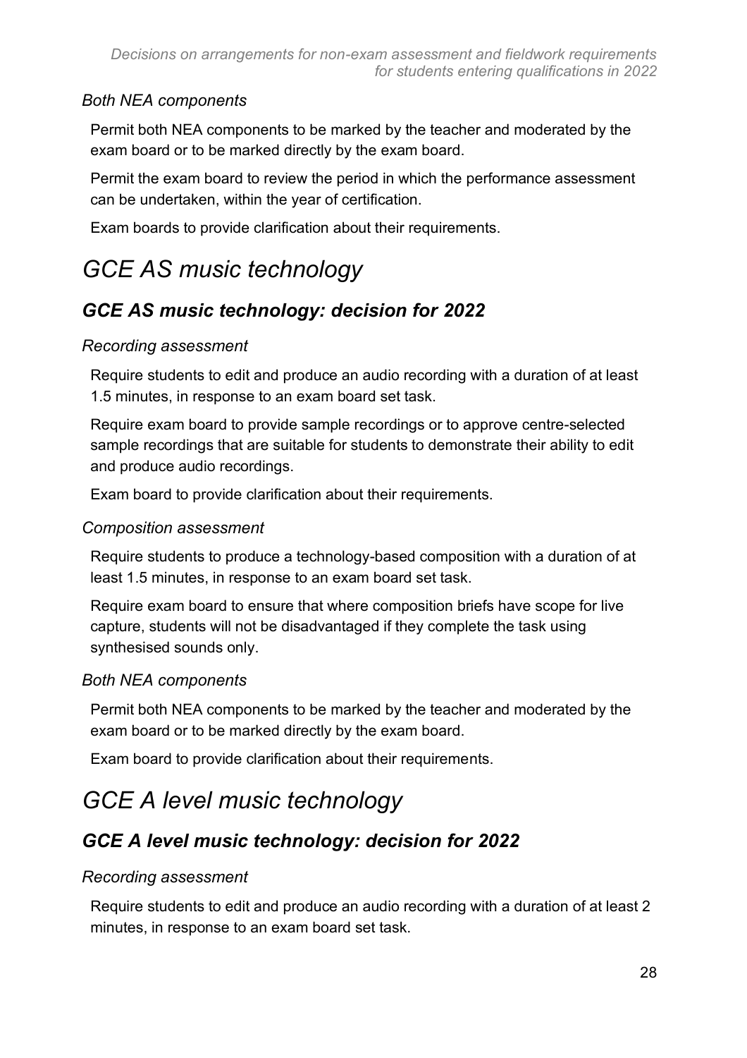*Both NEA components*

Permit both NEA components to be marked by the teacher and moderated by the exam board or to be marked directly by the exam board.

Permit the exam board to review the period in which the performance assessment can be undertaken, within the year of certification.

Exam boards to provide clarification about their requirements.

# *GCE AS music technology*

## *GCE AS music technology: decision for 2022*

*Recording assessment*

Require students to edit and produce an audio recording with a duration of at least 1.5 minutes, in response to an exam board set task.

Require exam board to provide sample recordings or to approve centre-selected sample recordings that are suitable for students to demonstrate their ability to edit and produce audio recordings.

Exam board to provide clarification about their requirements.

*Composition assessment*

Require students to produce a technology-based composition with a duration of at least 1.5 minutes, in response to an exam board set task.

Require exam board to ensure that where composition briefs have scope for live capture, students will not be disadvantaged if they complete the task using synthesised sounds only.

*Both NEA components*

Permit both NEA components to be marked by the teacher and moderated by the exam board or to be marked directly by the exam board.

Exam board to provide clarification about their requirements.

# *GCE A level music technology*

## *GCE A level music technology: decision for 2022*

*Recording assessment*

Require students to edit and produce an audio recording with a duration of at least 2 minutes, in response to an exam board set task.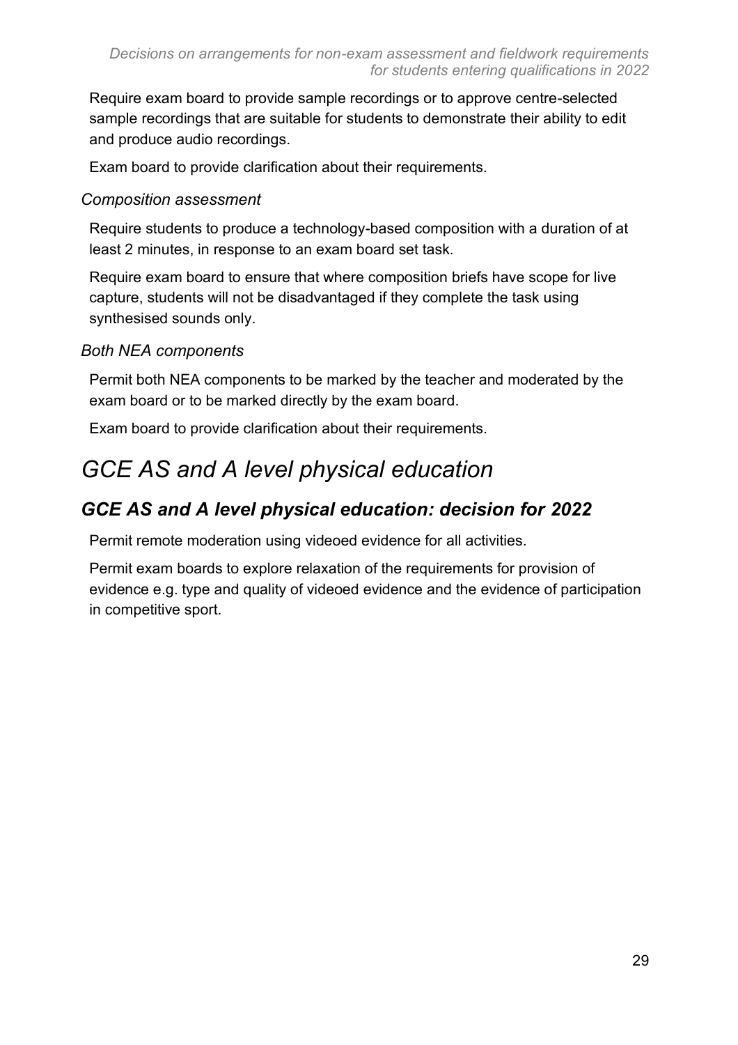Require exam board to provide sample recordings or to approve centre-selected sample recordings that are suitable for students to demonstrate their ability to edit and produce audio recordings.

Exam board to provide clarification about their requirements.

#### *Composition assessment*

Require students to produce a technology-based composition with a duration of at least 2 minutes, in response to an exam board set task.

Require exam board to ensure that where composition briefs have scope for live capture, students will not be disadvantaged if they complete the task using synthesised sounds only.

#### *Both NEA components*

Permit both NEA components to be marked by the teacher and moderated by the exam board or to be marked directly by the exam board.

Exam board to provide clarification about their requirements.

## *GCE AS and A level physical education*

### ***GCE AS and A level physical education: decision for 2022***

Permit remote moderation using videoed evidence for all activities.

Permit exam boards to explore relaxation of the requirements for provision of evidence e.g. type and quality of videoed evidence and the evidence of participation in competitive sport.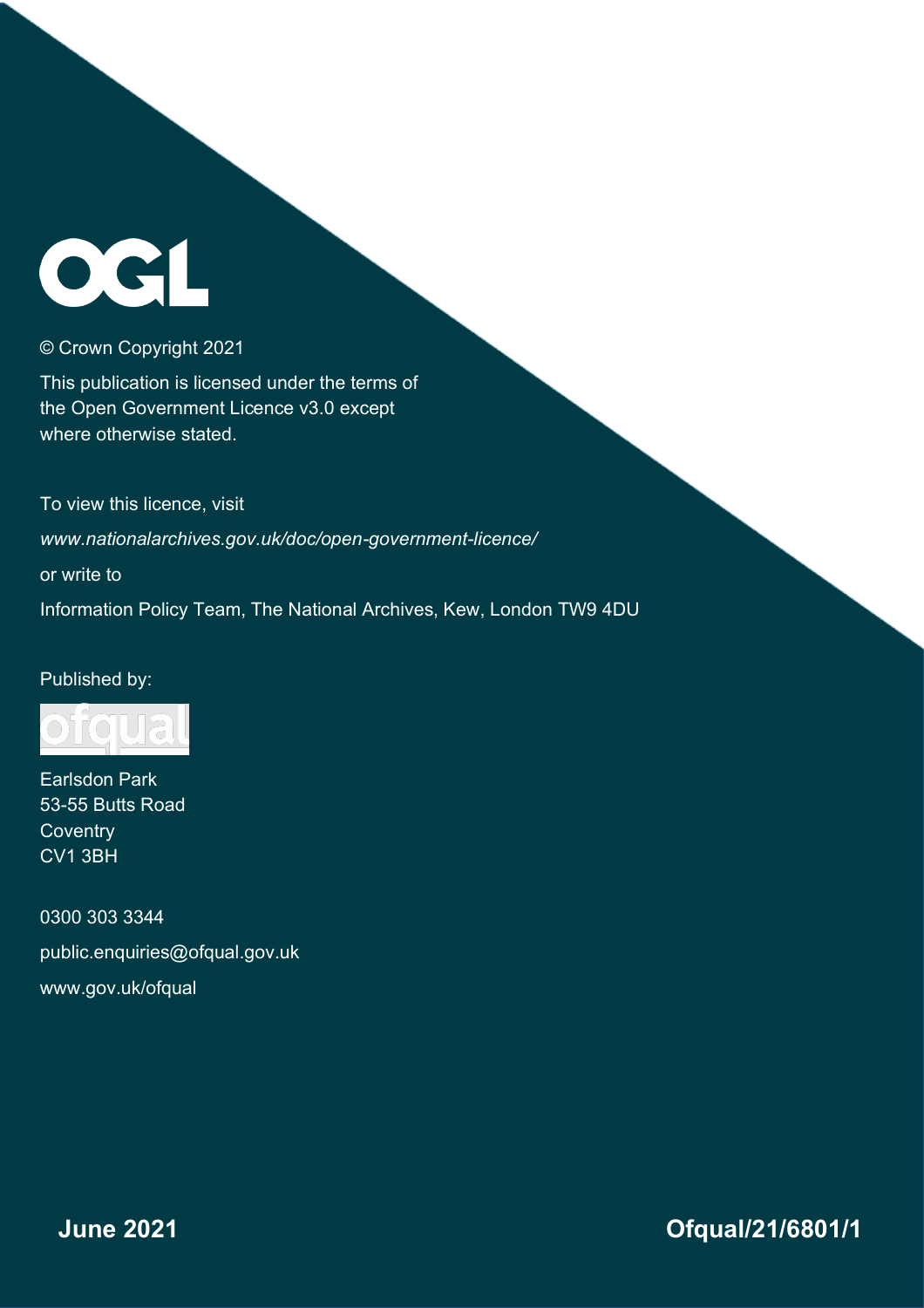OGL

© Crown Copyright 2021

This publication is licensed under the terms of the Open Government Licence v3.0 except where otherwise stated.

To view this licence, visit

*www.nationalarchives.gov.uk/doc/open-government-licence/*

or write to

Information Policy Team, The National Archives, Kew, London TW9 4DU

Published by:

ofqual

Earlsdon Park
53-55 Butts Road
Coventry
CV1 3BH

0300 303 3344

public.enquiries@ofqual.gov.uk

www.gov.uk/ofqual

**June 2021** **Ofqual/21/6801/1**